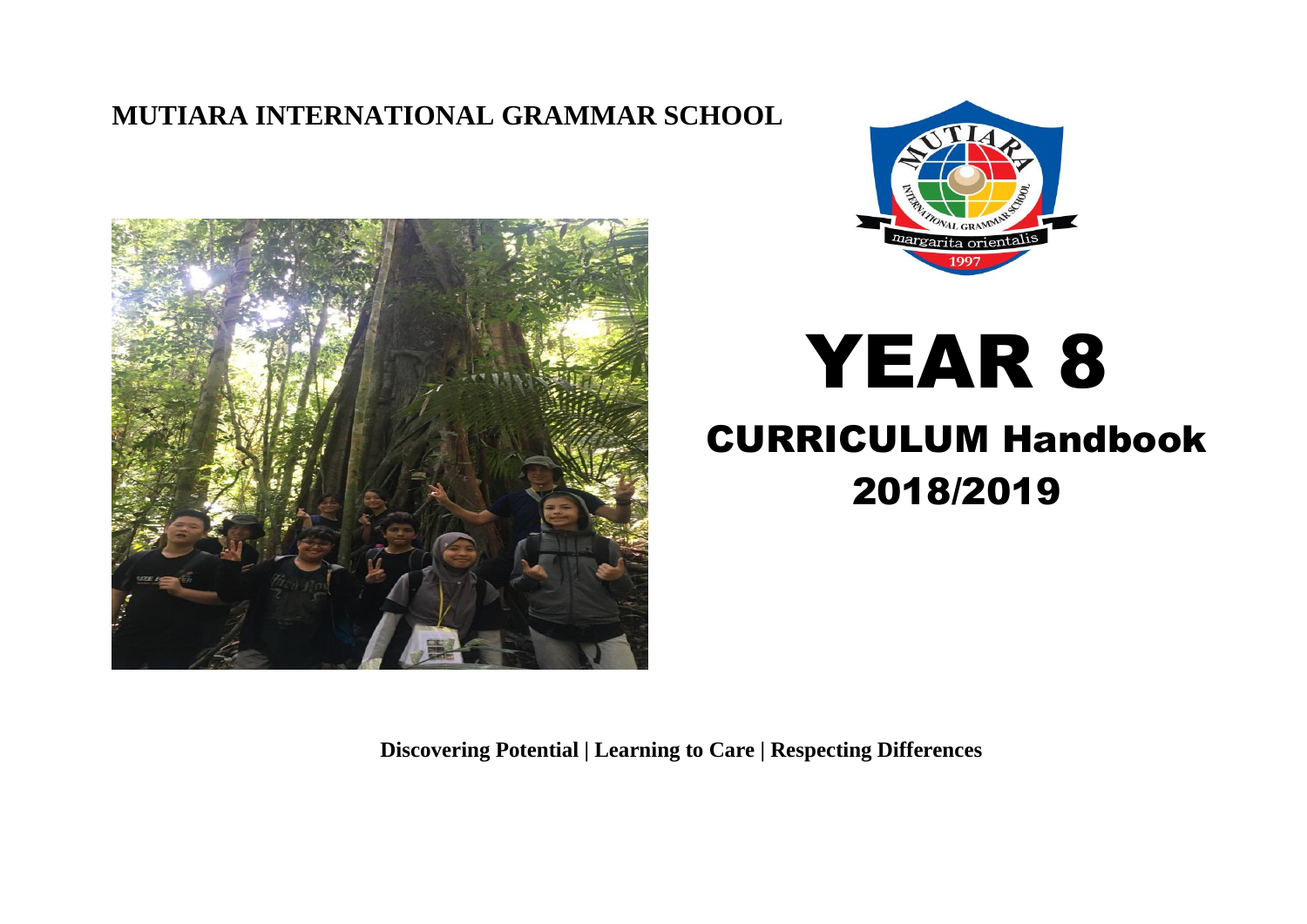**MUTIARA INTERNATIONAL GRAMMAR SCHOOL**

# YEAR 8

## CURRICULUM Handbook

## 2018/2019

**Discovering Potential | Learning to Care | Respecting Differences**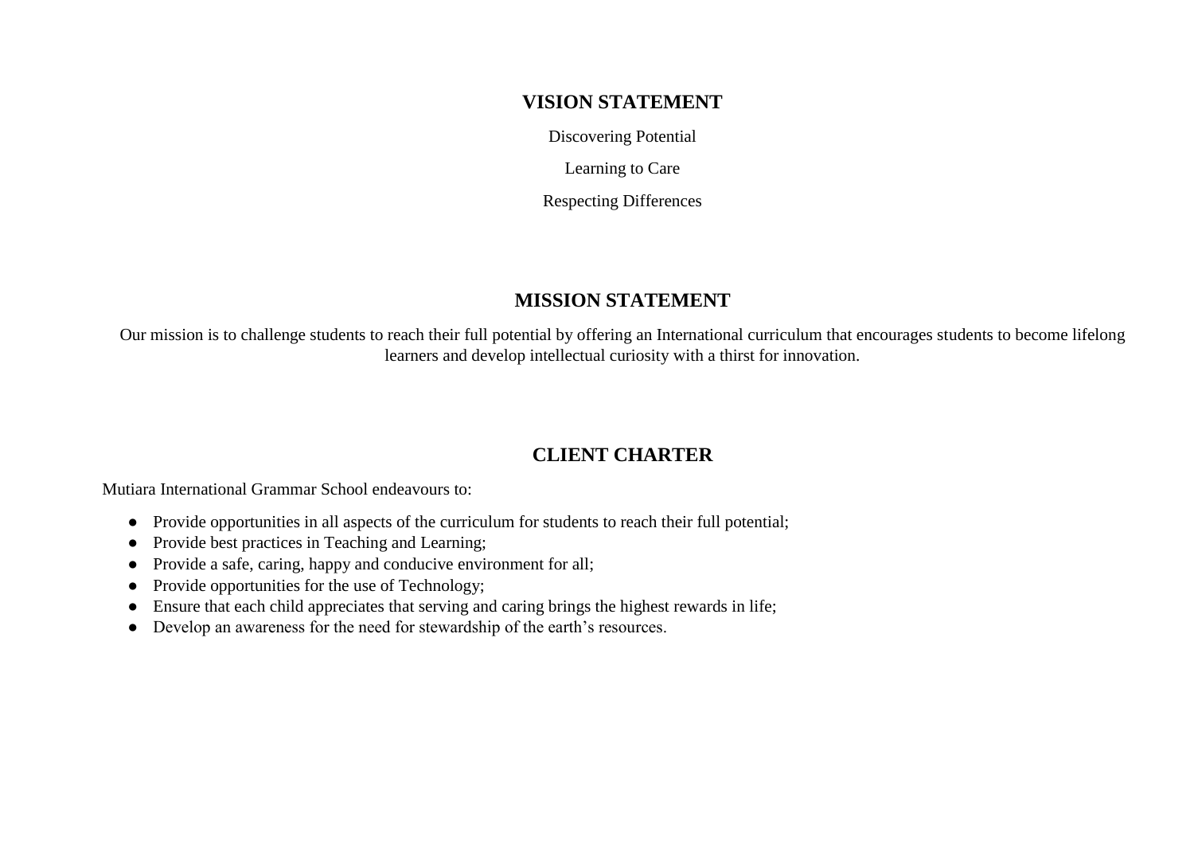## VISION STATEMENT

Discovering Potential

Learning to Care

Respecting Differences

## MISSION STATEMENT

Our mission is to challenge students to reach their full potential by offering an International curriculum that encourages students to become lifelong learners and develop intellectual curiosity with a thirst for innovation.

## CLIENT CHARTER

Mutiara International Grammar School endeavours to:

- Provide opportunities in all aspects of the curriculum for students to reach their full potential;
- Provide best practices in Teaching and Learning;
- Provide a safe, caring, happy and conducive environment for all;
- Provide opportunities for the use of Technology;
- Ensure that each child appreciates that serving and caring brings the highest rewards in life;
- Develop an awareness for the need for stewardship of the earth's resources.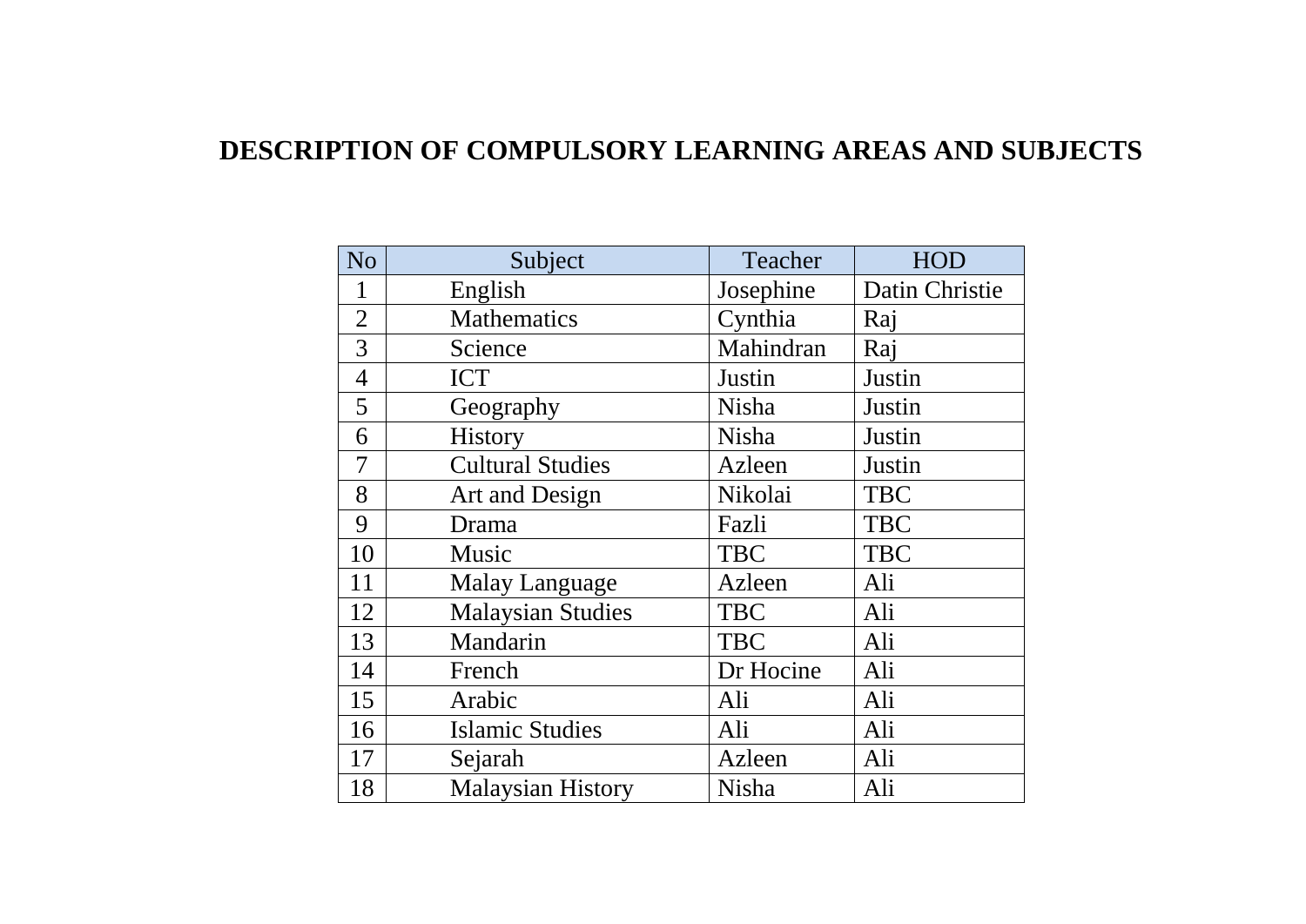# DESCRIPTION OF COMPULSORY LEARNING AREAS AND SUBJECTS

| No | Subject | Teacher | HOD |
|---|---|---|---|
| 1 | English | Josephine | Datin Christie |
| 2 | Mathematics | Cynthia | Raj |
| 3 | Science | Mahindran | Raj |
| 4 | ICT | Justin | Justin |
| 5 | Geography | Nisha | Justin |
| 6 | History | Nisha | Justin |
| 7 | Cultural Studies | Azleen | Justin |
| 8 | Art and Design | Nikolai | TBC |
| 9 | Drama | Fazli | TBC |
| 10 | Music | TBC | TBC |
| 11 | Malay Language | Azleen | Ali |
| 12 | Malaysian Studies | TBC | Ali |
| 13 | Mandarin | TBC | Ali |
| 14 | French | Dr Hocine | Ali |
| 15 | Arabic | Ali | Ali |
| 16 | Islamic Studies | Ali | Ali |
| 17 | Sejarah | Azleen | Ali |
| 18 | Malaysian History | Nisha | Ali |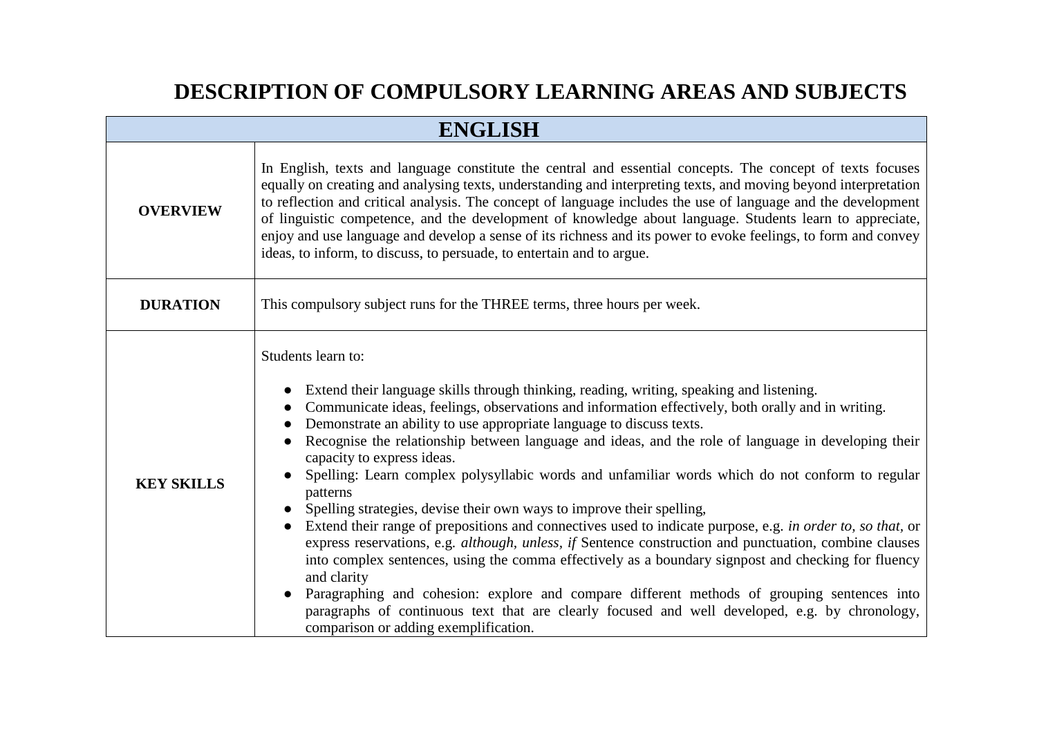# DESCRIPTION OF COMPULSORY LEARNING AREAS AND SUBJECTS

| ENGLISH | |
|---|---|
| **OVERVIEW** | In English, texts and language constitute the central and essential concepts. The concept of texts focuses equally on creating and analysing texts, understanding and interpreting texts, and moving beyond interpretation to reflection and critical analysis. The concept of language includes the use of language and the development of linguistic competence, and the development of knowledge about language. Students learn to appreciate, enjoy and use language and develop a sense of its richness and its power to evoke feelings, to form and convey ideas, to inform, to discuss, to persuade, to entertain and to argue. |
| **DURATION** | This compulsory subject runs for the THREE terms, three hours per week. |
| **KEY SKILLS** | Students learn to:<br><br>● Extend their language skills through thinking, reading, writing, speaking and listening.<br>● Communicate ideas, feelings, observations and information effectively, both orally and in writing.<br>● Demonstrate an ability to use appropriate language to discuss texts.<br>● Recognise the relationship between language and ideas, and the role of language in developing their capacity to express ideas.<br>● Spelling: Learn complex polysyllabic words and unfamiliar words which do not conform to regular patterns<br>● Spelling strategies, devise their own ways to improve their spelling,<br>● Extend their range of prepositions and connectives used to indicate purpose, e.g. *in order to*, *so that*, or express reservations, e.g. *although*, *unless*, *if* Sentence construction and punctuation, combine clauses into complex sentences, using the comma effectively as a boundary signpost and checking for fluency and clarity<br>● Paragraphing and cohesion: explore and compare different methods of grouping sentences into paragraphs of continuous text that are clearly focused and well developed, e.g. by chronology, comparison or adding exemplification. |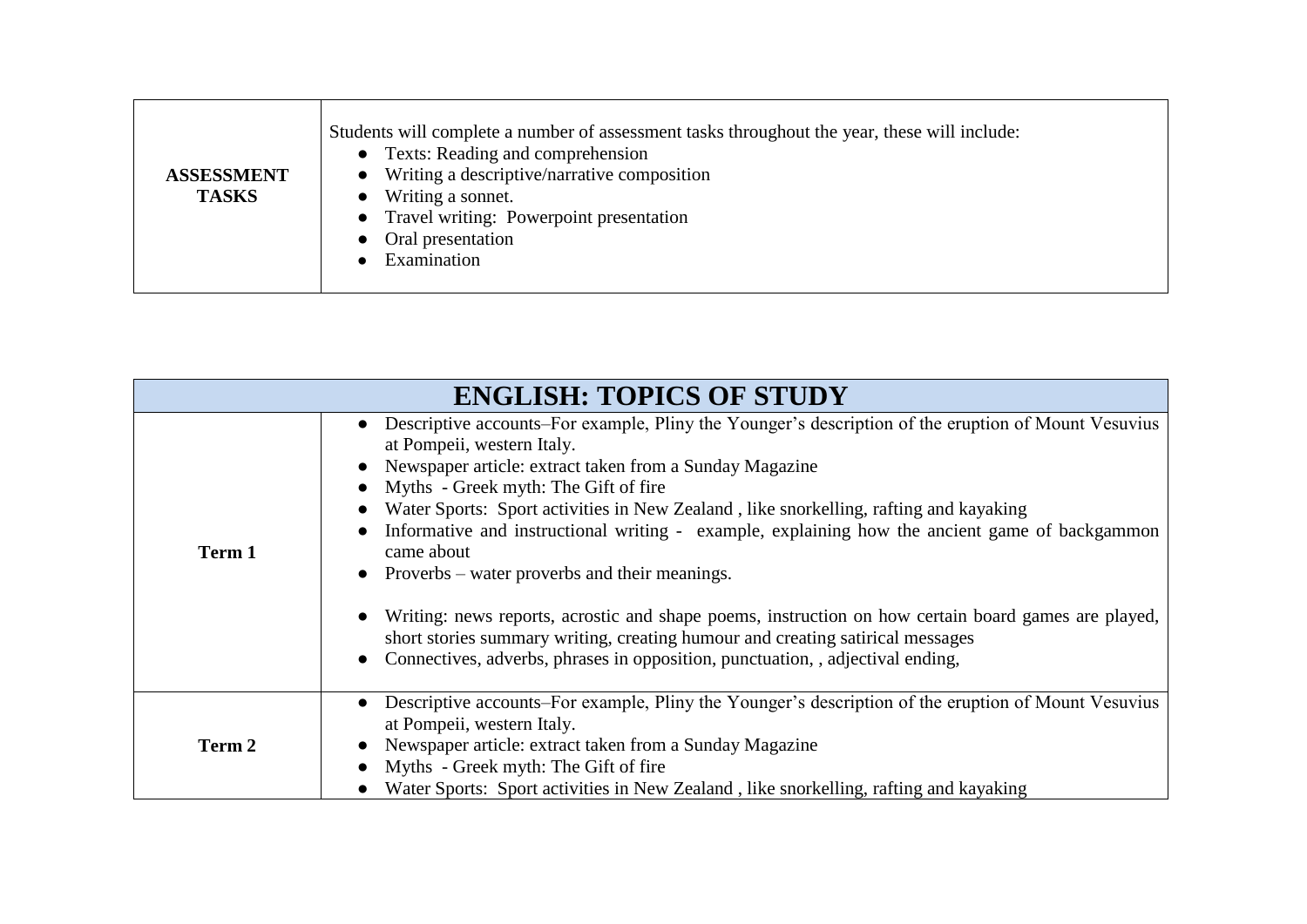| ASSESSMENT TASKS | Students will complete a number of assessment tasks throughout the year, these will include:<br>● Texts: Reading and comprehension<br>● Writing a descriptive/narrative composition<br>● Writing a sonnet.<br>● Travel writing: Powerpoint presentation<br>● Oral presentation<br>● Examination |
|---|---|

| ENGLISH: TOPICS OF STUDY | |
|---|---|
| **Term 1** | ● Descriptive accounts–For example, Pliny the Younger's description of the eruption of Mount Vesuvius at Pompeii, western Italy.<br>● Newspaper article: extract taken from a Sunday Magazine<br>● Myths - Greek myth: The Gift of fire<br>● Water Sports: Sport activities in New Zealand , like snorkelling, rafting and kayaking<br>● Informative and instructional writing - example, explaining how the ancient game of backgammon came about<br>● Proverbs – water proverbs and their meanings.<br><br>● Writing: news reports, acrostic and shape poems, instruction on how certain board games are played, short stories summary writing, creating humour and creating satirical messages<br>● Connectives, adverbs, phrases in opposition, punctuation, , adjectival ending, |
| **Term 2** | ● Descriptive accounts–For example, Pliny the Younger's description of the eruption of Mount Vesuvius at Pompeii, western Italy.<br>● Newspaper article: extract taken from a Sunday Magazine<br>● Myths - Greek myth: The Gift of fire<br>● Water Sports: Sport activities in New Zealand , like snorkelling, rafting and kayaking |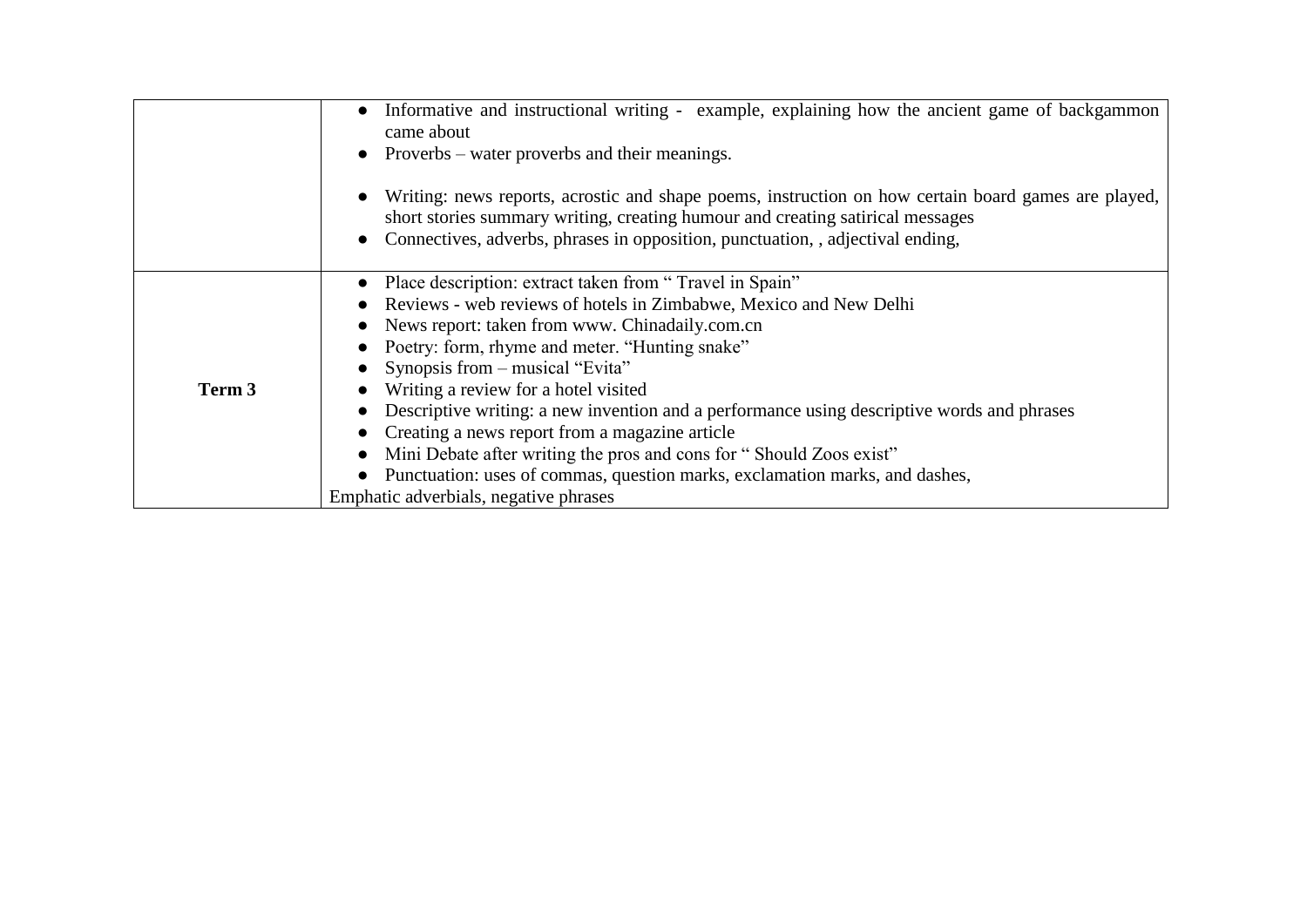|  |  |
|---|---|
|  | • Informative and instructional writing - example, explaining how the ancient game of backgammon came about<br>• Proverbs – water proverbs and their meanings.<br><br>• Writing: news reports, acrostic and shape poems, instruction on how certain board games are played, short stories summary writing, creating humour and creating satirical messages<br>• Connectives, adverbs, phrases in opposition, punctuation, , adjectival ending, |
| **Term 3** | • Place description: extract taken from " Travel in Spain"<br>• Reviews - web reviews of hotels in Zimbabwe, Mexico and New Delhi<br>• News report: taken from www. Chinadaily.com.cn<br>• Poetry: form, rhyme and meter. "Hunting snake"<br>• Synopsis from – musical "Evita"<br>• Writing a review for a hotel visited<br>• Descriptive writing: a new invention and a performance using descriptive words and phrases<br>• Creating a news report from a magazine article<br>• Mini Debate after writing the pros and cons for " Should Zoos exist"<br>• Punctuation: uses of commas, question marks, exclamation marks, and dashes,<br>Emphatic adverbials, negative phrases |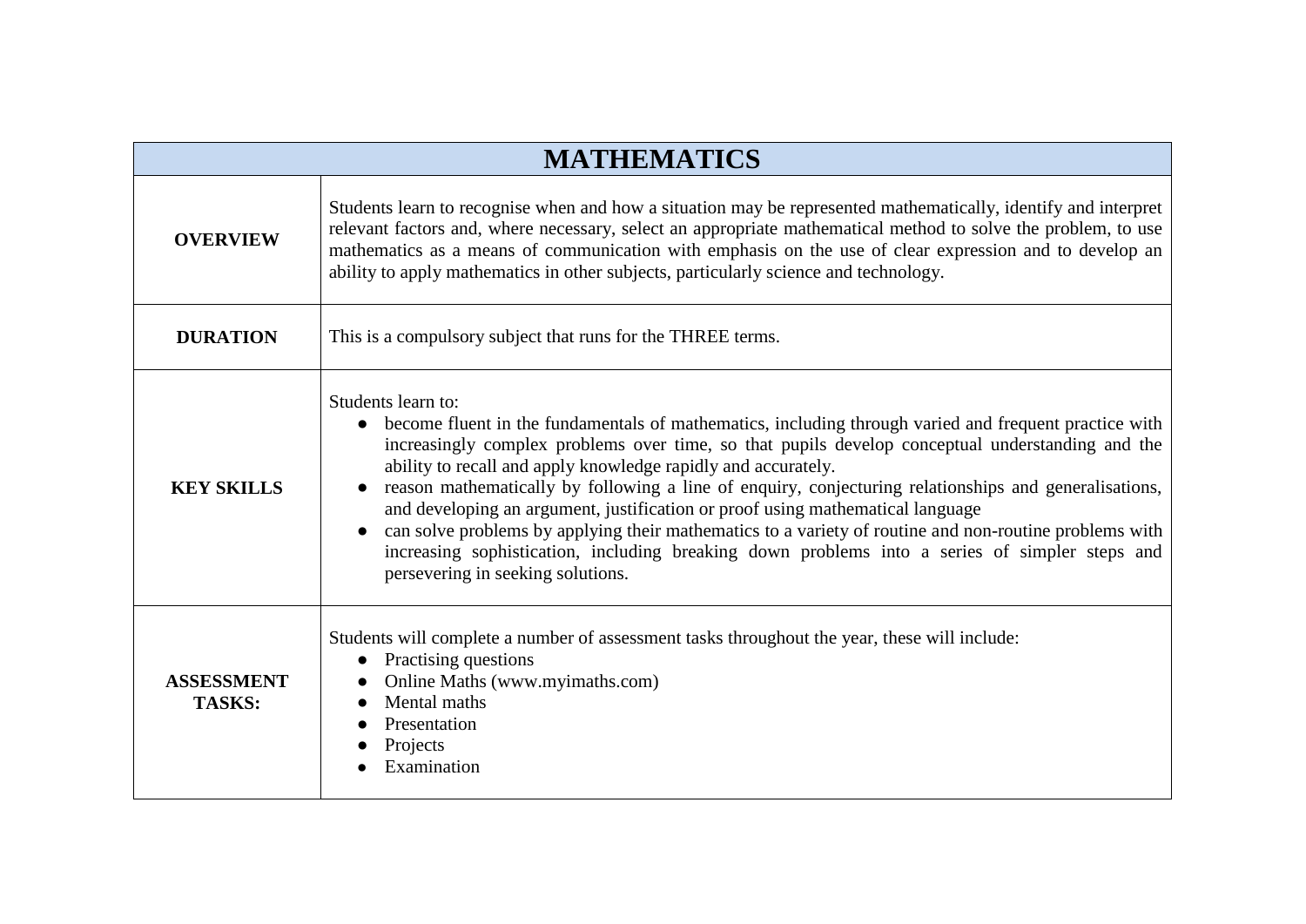| MATHEMATICS | |
|---|---|
| **OVERVIEW** | Students learn to recognise when and how a situation may be represented mathematically, identify and interpret relevant factors and, where necessary, select an appropriate mathematical method to solve the problem, to use mathematics as a means of communication with emphasis on the use of clear expression and to develop an ability to apply mathematics in other subjects, particularly science and technology. |
| **DURATION** | This is a compulsory subject that runs for the THREE terms. |
| **KEY SKILLS** | Students learn to:<br>● become fluent in the fundamentals of mathematics, including through varied and frequent practice with increasingly complex problems over time, so that pupils develop conceptual understanding and the ability to recall and apply knowledge rapidly and accurately.<br>● reason mathematically by following a line of enquiry, conjecturing relationships and generalisations, and developing an argument, justification or proof using mathematical language<br>● can solve problems by applying their mathematics to a variety of routine and non-routine problems with increasing sophistication, including breaking down problems into a series of simpler steps and persevering in seeking solutions. |
| **ASSESSMENT TASKS:** | Students will complete a number of assessment tasks throughout the year, these will include:<br>● Practising questions<br>● Online Maths (www.myimaths.com)<br>● Mental maths<br>● Presentation<br>● Projects<br>● Examination |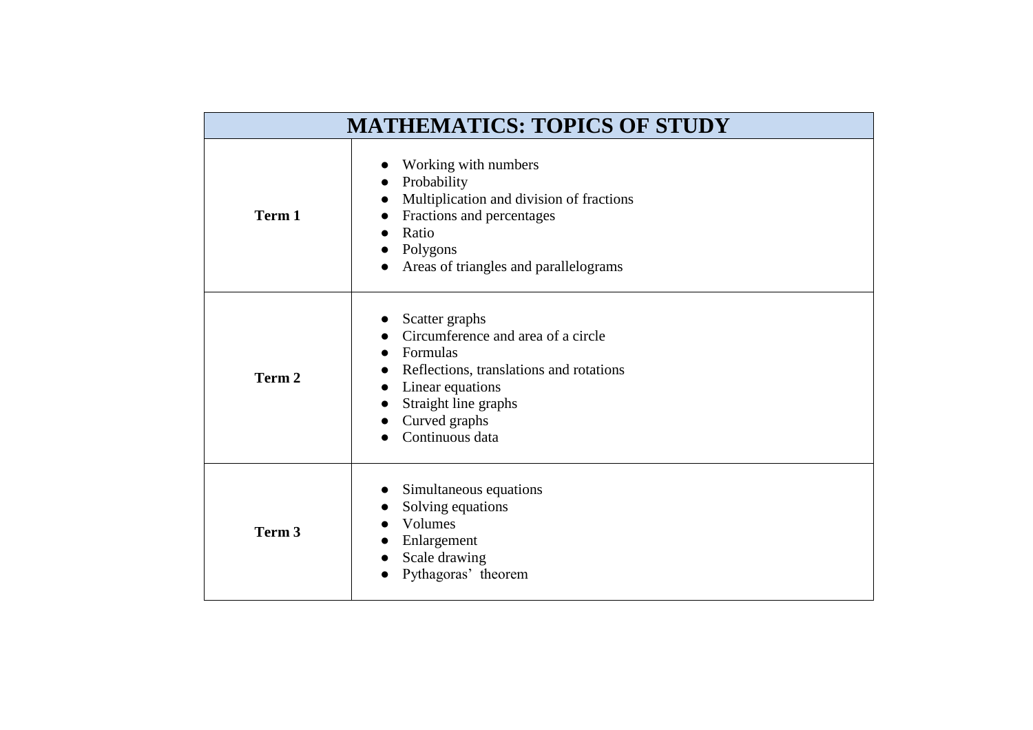| MATHEMATICS: TOPICS OF STUDY | |
|---|---|
| **Term 1** | • Working with numbers<br>• Probability<br>• Multiplication and division of fractions<br>• Fractions and percentages<br>• Ratio<br>• Polygons<br>• Areas of triangles and parallelograms |
| **Term 2** | • Scatter graphs<br>• Circumference and area of a circle<br>• Formulas<br>• Reflections, translations and rotations<br>• Linear equations<br>• Straight line graphs<br>• Curved graphs<br>• Continuous data |
| **Term 3** | • Simultaneous equations<br>• Solving equations<br>• Volumes<br>• Enlargement<br>• Scale drawing<br>• Pythagoras' theorem |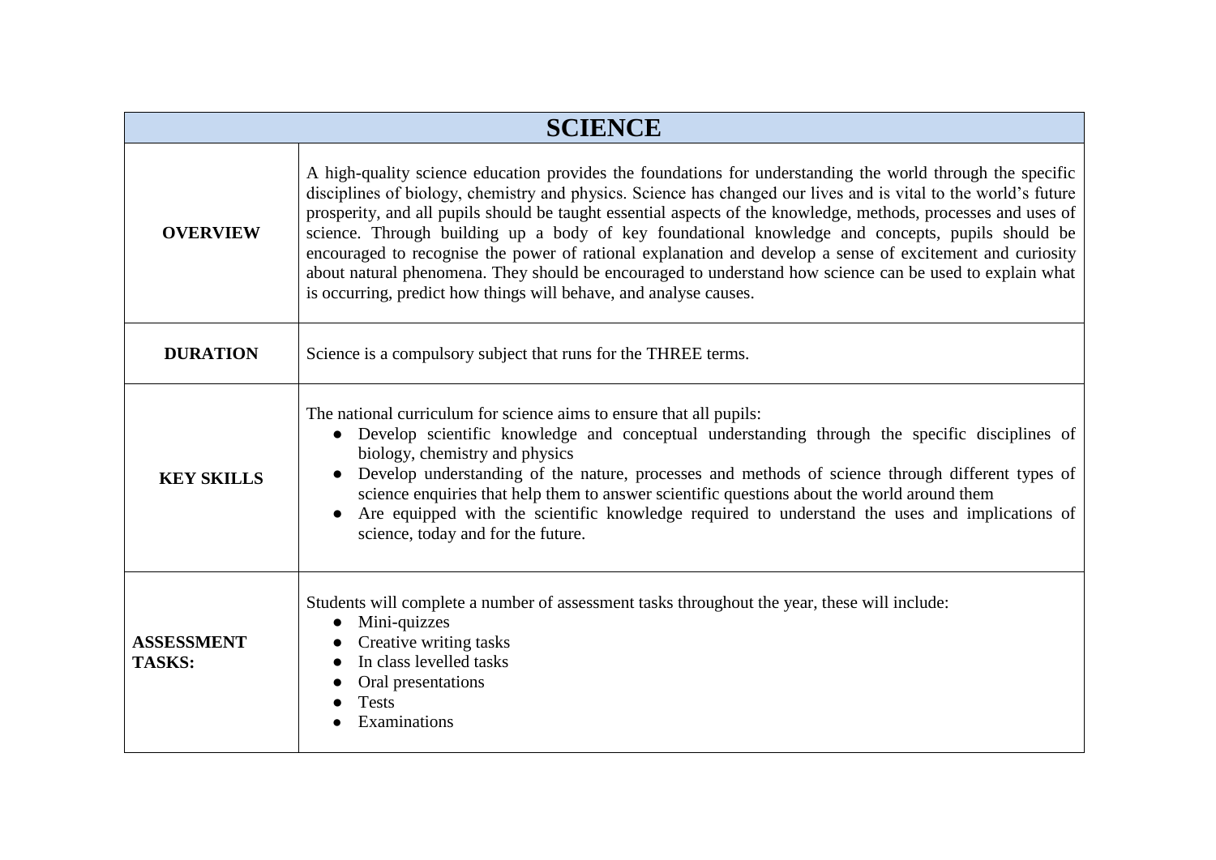| SCIENCE | |
|---|---|
| **OVERVIEW** | A high-quality science education provides the foundations for understanding the world through the specific disciplines of biology, chemistry and physics. Science has changed our lives and is vital to the world's future prosperity, and all pupils should be taught essential aspects of the knowledge, methods, processes and uses of science. Through building up a body of key foundational knowledge and concepts, pupils should be encouraged to recognise the power of rational explanation and develop a sense of excitement and curiosity about natural phenomena. They should be encouraged to understand how science can be used to explain what is occurring, predict how things will behave, and analyse causes. |
| **DURATION** | Science is a compulsory subject that runs for the THREE terms. |
| **KEY SKILLS** | The national curriculum for science aims to ensure that all pupils:<br>● Develop scientific knowledge and conceptual understanding through the specific disciplines of biology, chemistry and physics<br>● Develop understanding of the nature, processes and methods of science through different types of science enquiries that help them to answer scientific questions about the world around them<br>● Are equipped with the scientific knowledge required to understand the uses and implications of science, today and for the future. |
| **ASSESSMENT TASKS:** | Students will complete a number of assessment tasks throughout the year, these will include:<br>● Mini-quizzes<br>● Creative writing tasks<br>● In class levelled tasks<br>● Oral presentations<br>● Tests<br>● Examinations |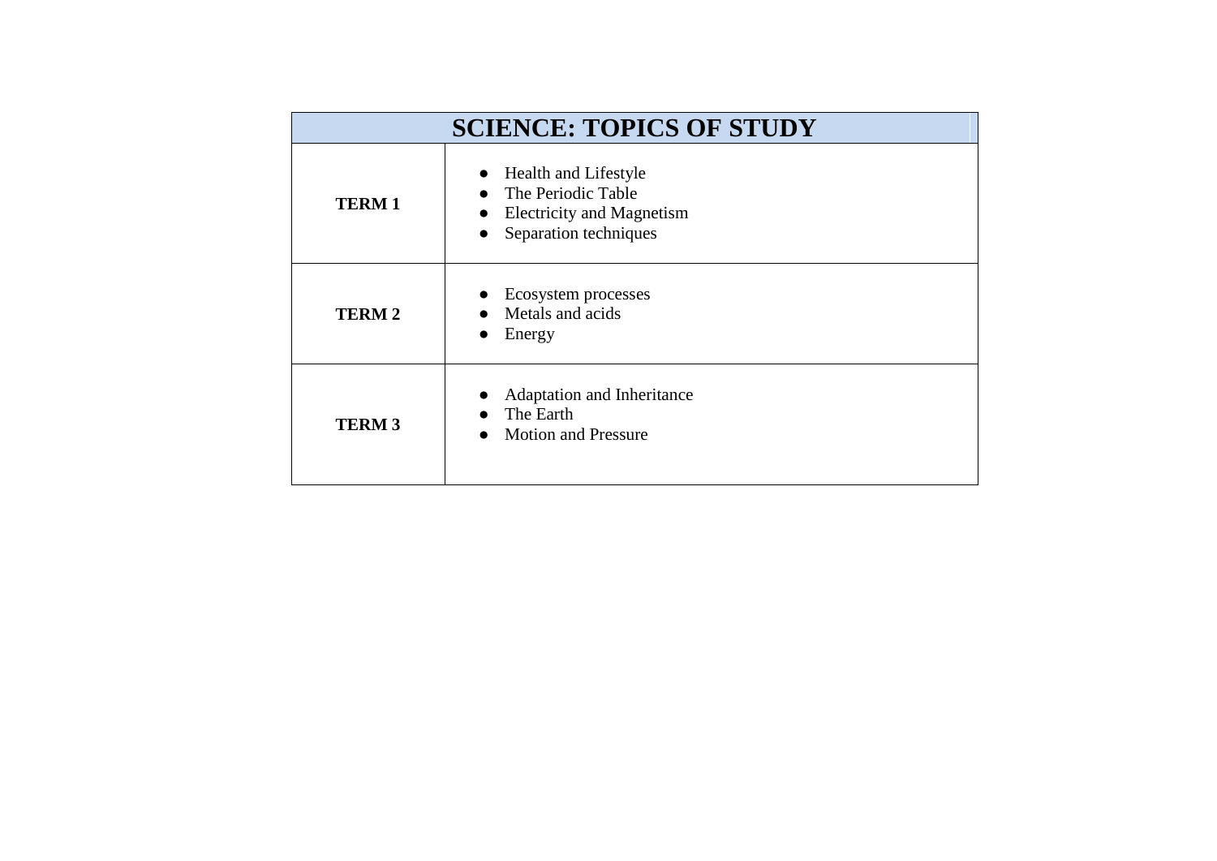| SCIENCE: TOPICS OF STUDY | |
|---|---|
| **TERM 1** | • Health and Lifestyle<br>• The Periodic Table<br>• Electricity and Magnetism<br>• Separation techniques |
| **TERM 2** | • Ecosystem processes<br>• Metals and acids<br>• Energy |
| **TERM 3** | • Adaptation and Inheritance<br>• The Earth<br>• Motion and Pressure |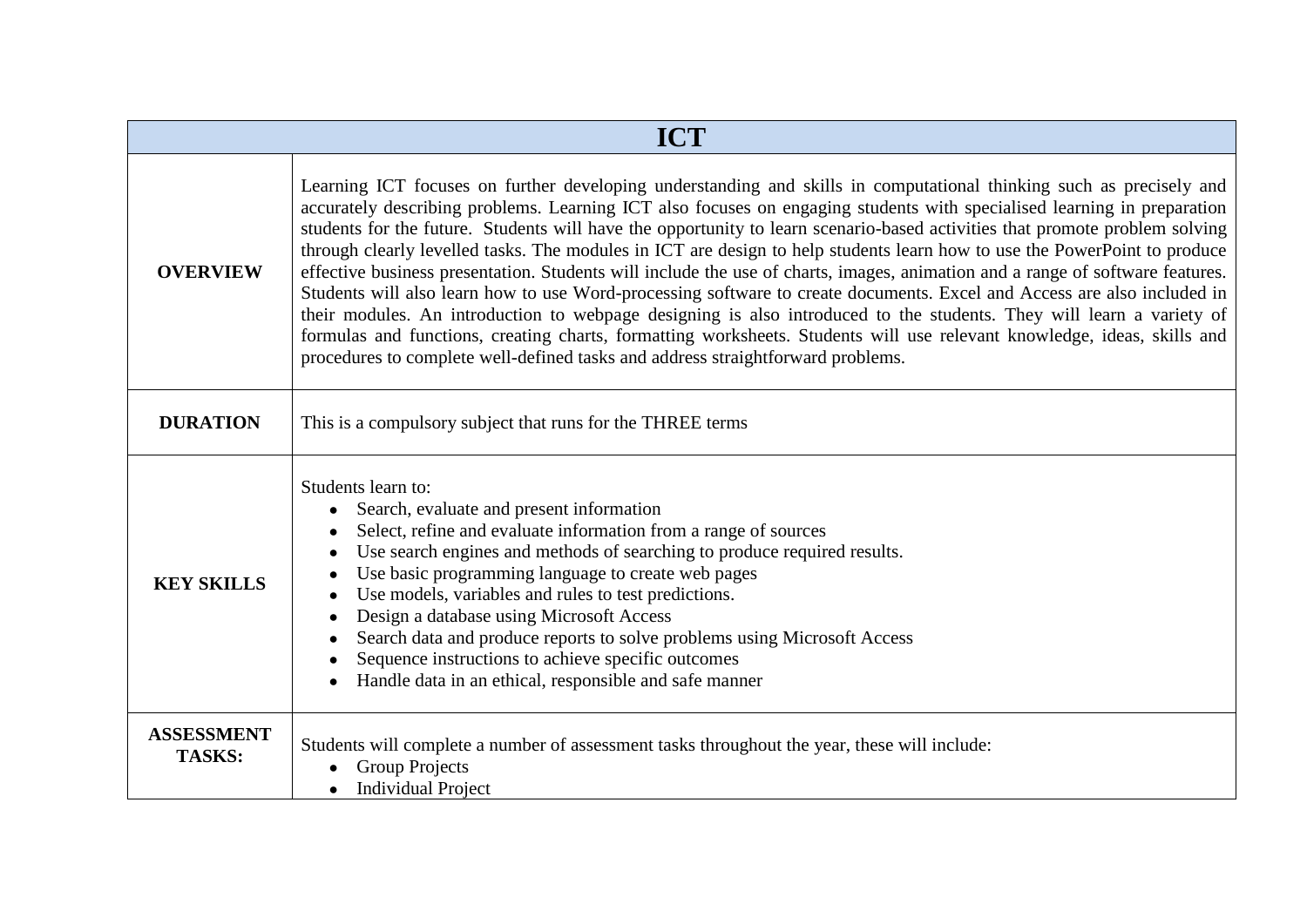| ICT | |
|---|---|
| **OVERVIEW** | Learning ICT focuses on further developing understanding and skills in computational thinking such as precisely and accurately describing problems. Learning ICT also focuses on engaging students with specialised learning in preparation students for the future. Students will have the opportunity to learn scenario-based activities that promote problem solving through clearly levelled tasks. The modules in ICT are design to help students learn how to use the PowerPoint to produce effective business presentation. Students will include the use of charts, images, animation and a range of software features. Students will also learn how to use Word-processing software to create documents. Excel and Access are also included in their modules. An introduction to webpage designing is also introduced to the students. They will learn a variety of formulas and functions, creating charts, formatting worksheets. Students will use relevant knowledge, ideas, skills and procedures to complete well-defined tasks and address straightforward problems. |
| **DURATION** | This is a compulsory subject that runs for the THREE terms |
| **KEY SKILLS** | Students learn to:<br>• Search, evaluate and present information<br>• Select, refine and evaluate information from a range of sources<br>• Use search engines and methods of searching to produce required results.<br>• Use basic programming language to create web pages<br>• Use models, variables and rules to test predictions.<br>• Design a database using Microsoft Access<br>• Search data and produce reports to solve problems using Microsoft Access<br>• Sequence instructions to achieve specific outcomes<br>• Handle data in an ethical, responsible and safe manner |
| **ASSESSMENT TASKS:** | Students will complete a number of assessment tasks throughout the year, these will include:<br>• Group Projects<br>• Individual Project |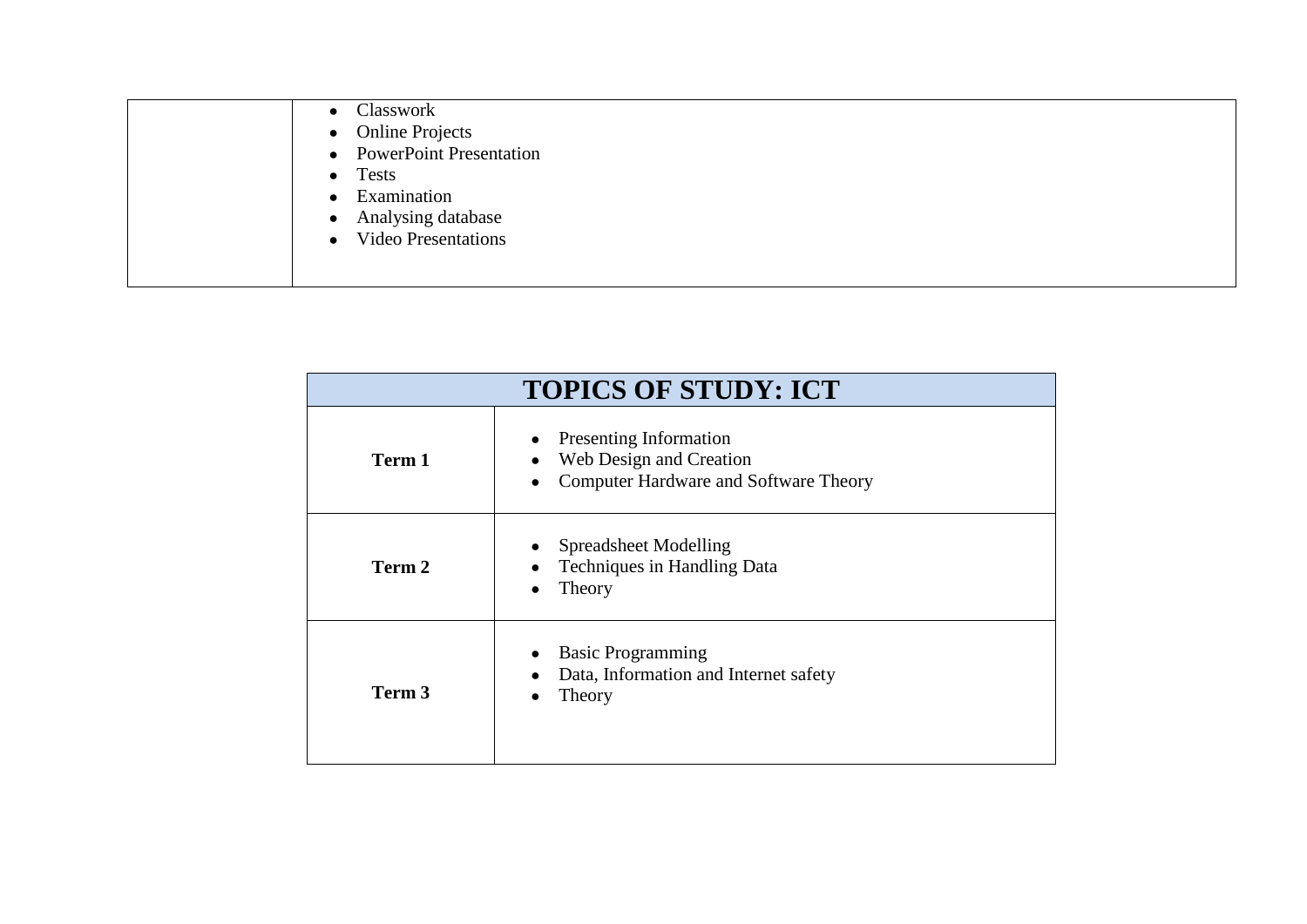| | |
|---|---|
| | • Classwork<br>• Online Projects<br>• PowerPoint Presentation<br>• Tests<br>• Examination<br>• Analysing database<br>• Video Presentations |

| TOPICS OF STUDY: ICT | |
|---|---|
| **Term 1** | • Presenting Information<br>• Web Design and Creation<br>• Computer Hardware and Software Theory |
| **Term 2** | • Spreadsheet Modelling<br>• Techniques in Handling Data<br>• Theory |
| **Term 3** | • Basic Programming<br>• Data, Information and Internet safety<br>• Theory |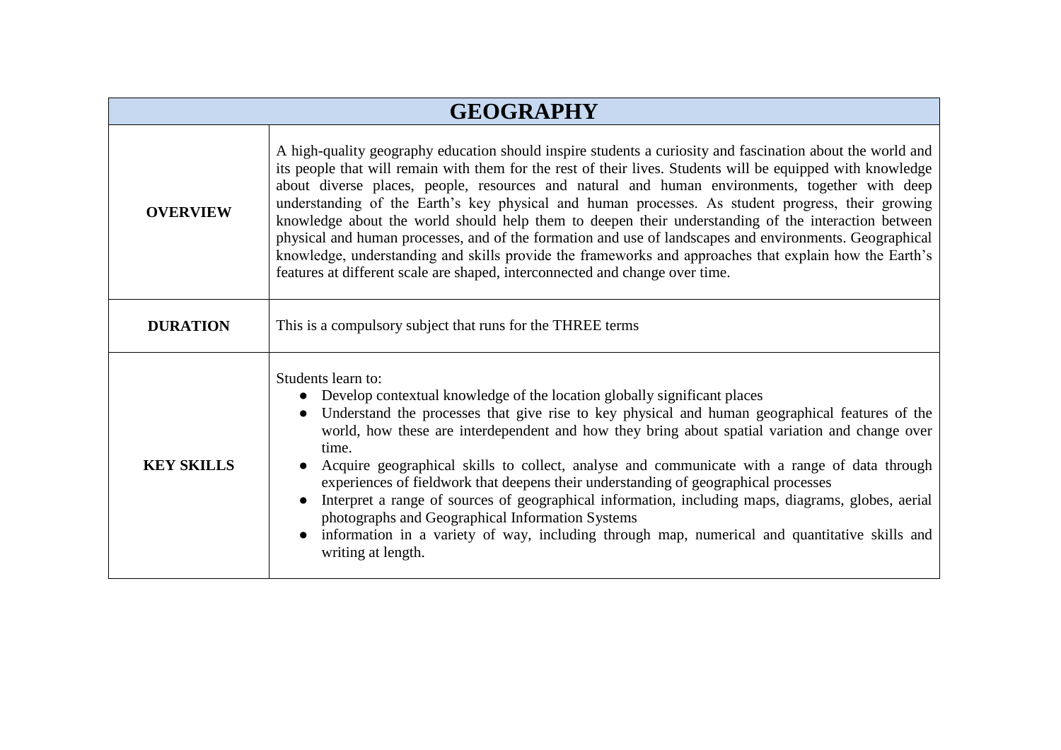| GEOGRAPHY | |
|---|---|
| **OVERVIEW** | A high-quality geography education should inspire students a curiosity and fascination about the world and its people that will remain with them for the rest of their lives. Students will be equipped with knowledge about diverse places, people, resources and natural and human environments, together with deep understanding of the Earth's key physical and human processes. As student progress, their growing knowledge about the world should help them to deepen their understanding of the interaction between physical and human processes, and of the formation and use of landscapes and environments. Geographical knowledge, understanding and skills provide the frameworks and approaches that explain how the Earth's features at different scale are shaped, interconnected and change over time. |
| **DURATION** | This is a compulsory subject that runs for the THREE terms |
| **KEY SKILLS** | Students learn to:<br>● Develop contextual knowledge of the location globally significant places<br>● Understand the processes that give rise to key physical and human geographical features of the world, how these are interdependent and how they bring about spatial variation and change over time.<br>● Acquire geographical skills to collect, analyse and communicate with a range of data through experiences of fieldwork that deepens their understanding of geographical processes<br>● Interpret a range of sources of geographical information, including maps, diagrams, globes, aerial photographs and Geographical Information Systems<br>● information in a variety of way, including through map, numerical and quantitative skills and writing at length. |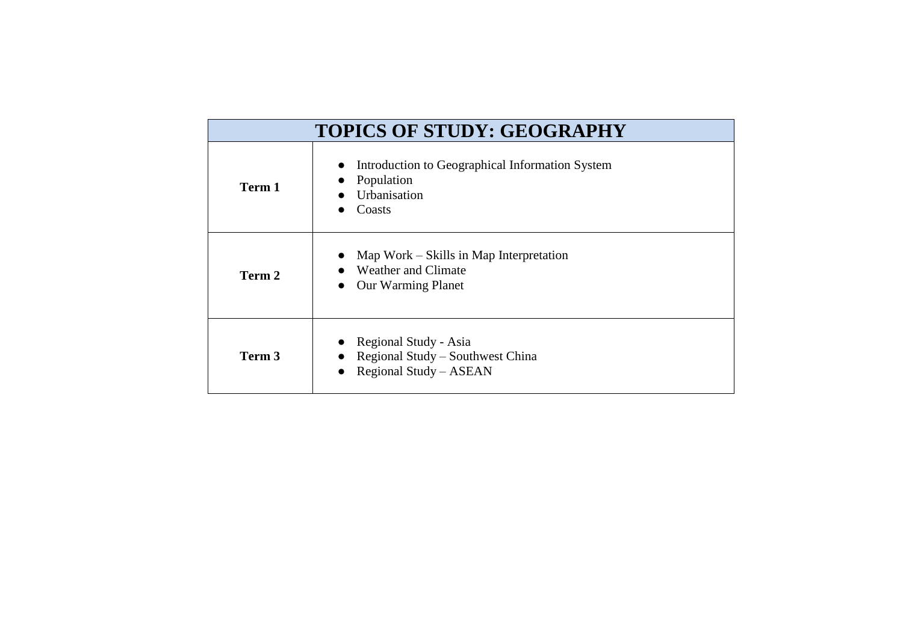| TOPICS OF STUDY: GEOGRAPHY | |
|---|---|
| **Term 1** | ● Introduction to Geographical Information System<br>● Population<br>● Urbanisation<br>● Coasts |
| **Term 2** | ● Map Work – Skills in Map Interpretation<br>● Weather and Climate<br>● Our Warming Planet |
| **Term 3** | ● Regional Study - Asia<br>● Regional Study – Southwest China<br>● Regional Study – ASEAN |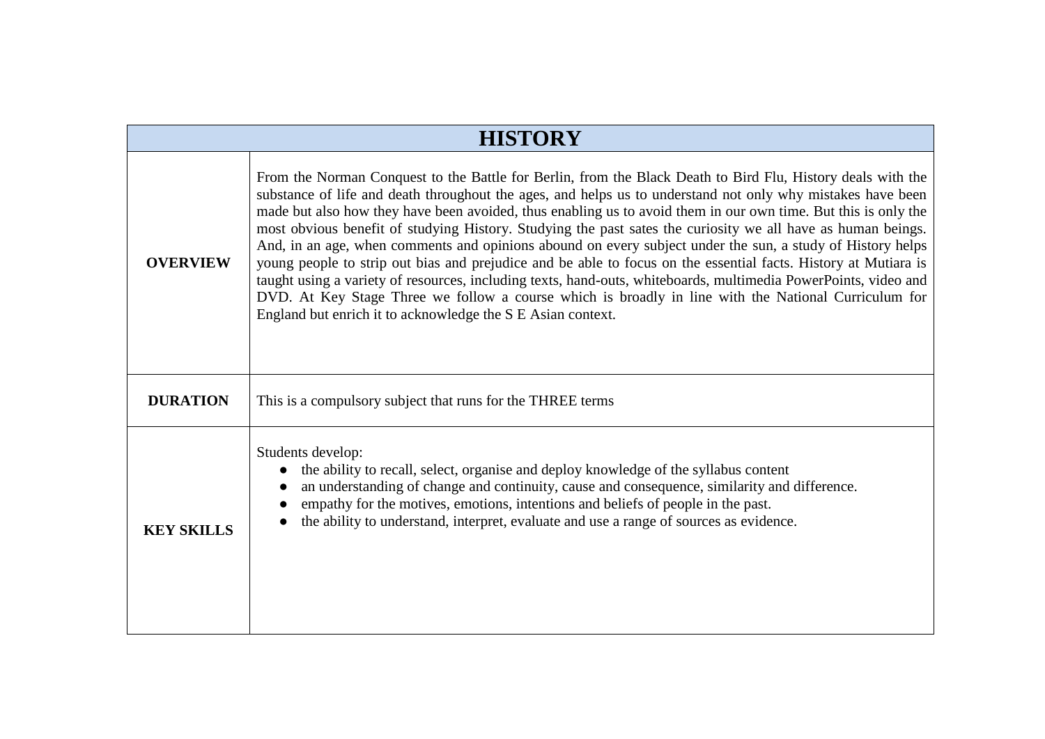| HISTORY | |
|---|---|
| **OVERVIEW** | From the Norman Conquest to the Battle for Berlin, from the Black Death to Bird Flu, History deals with the substance of life and death throughout the ages, and helps us to understand not only why mistakes have been made but also how they have been avoided, thus enabling us to avoid them in our own time. But this is only the most obvious benefit of studying History. Studying the past sates the curiosity we all have as human beings. And, in an age, when comments and opinions abound on every subject under the sun, a study of History helps young people to strip out bias and prejudice and be able to focus on the essential facts. History at Mutiara is taught using a variety of resources, including texts, hand-outs, whiteboards, multimedia PowerPoints, video and DVD. At Key Stage Three we follow a course which is broadly in line with the National Curriculum for England but enrich it to acknowledge the S E Asian context. |
| **DURATION** | This is a compulsory subject that runs for the THREE terms |
| **KEY SKILLS** | Students develop:<br>● the ability to recall, select, organise and deploy knowledge of the syllabus content<br>● an understanding of change and continuity, cause and consequence, similarity and difference.<br>● empathy for the motives, emotions, intentions and beliefs of people in the past.<br>● the ability to understand, interpret, evaluate and use a range of sources as evidence. |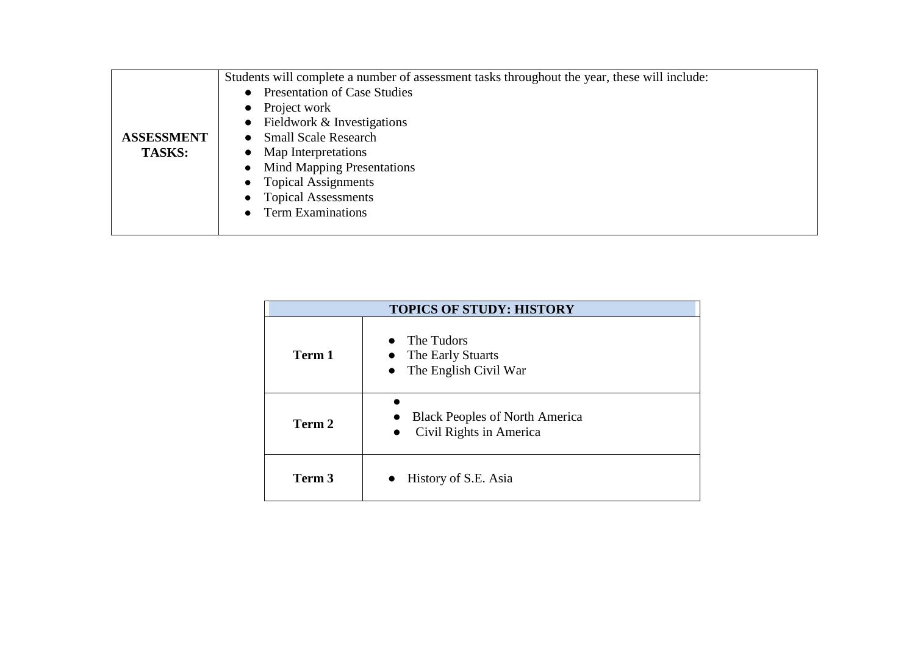| **ASSESSMENT TASKS:** | Students will complete a number of assessment tasks throughout the year, these will include:<br>● Presentation of Case Studies<br>● Project work<br>● Fieldwork & Investigations<br>● Small Scale Research<br>● Map Interpretations<br>● Mind Mapping Presentations<br>● Topical Assignments<br>● Topical Assessments<br>● Term Examinations |
|---|---|

| **TOPICS OF STUDY: HISTORY** | |
|---|---|
| **Term 1** | ● The Tudors<br>● The Early Stuarts<br>● The English Civil War |
| **Term 2** | ●<br>● Black Peoples of North America<br>● Civil Rights in America |
| **Term 3** | ● History of S.E. Asia |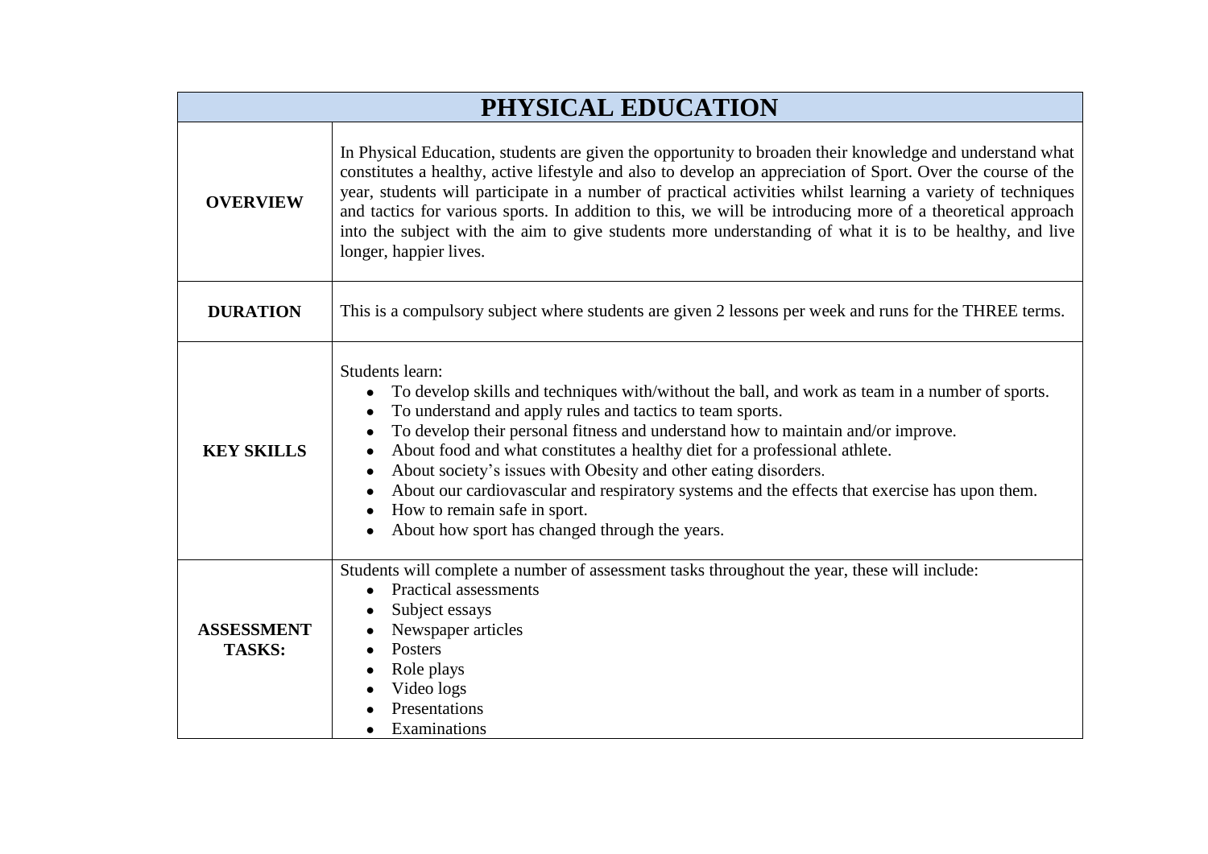| PHYSICAL EDUCATION | |
|---|---|
| **OVERVIEW** | In Physical Education, students are given the opportunity to broaden their knowledge and understand what constitutes a healthy, active lifestyle and also to develop an appreciation of Sport. Over the course of the year, students will participate in a number of practical activities whilst learning a variety of techniques and tactics for various sports. In addition to this, we will be introducing more of a theoretical approach into the subject with the aim to give students more understanding of what it is to be healthy, and live longer, happier lives. |
| **DURATION** | This is a compulsory subject where students are given 2 lessons per week and runs for the THREE terms. |
| **KEY SKILLS** | Students learn:<br>• To develop skills and techniques with/without the ball, and work as team in a number of sports.<br>• To understand and apply rules and tactics to team sports.<br>• To develop their personal fitness and understand how to maintain and/or improve.<br>• About food and what constitutes a healthy diet for a professional athlete.<br>• About society's issues with Obesity and other eating disorders.<br>• About our cardiovascular and respiratory systems and the effects that exercise has upon them.<br>• How to remain safe in sport.<br>• About how sport has changed through the years. |
| **ASSESSMENT TASKS:** | Students will complete a number of assessment tasks throughout the year, these will include:<br>• Practical assessments<br>• Subject essays<br>• Newspaper articles<br>• Posters<br>• Role plays<br>• Video logs<br>• Presentations<br>• Examinations |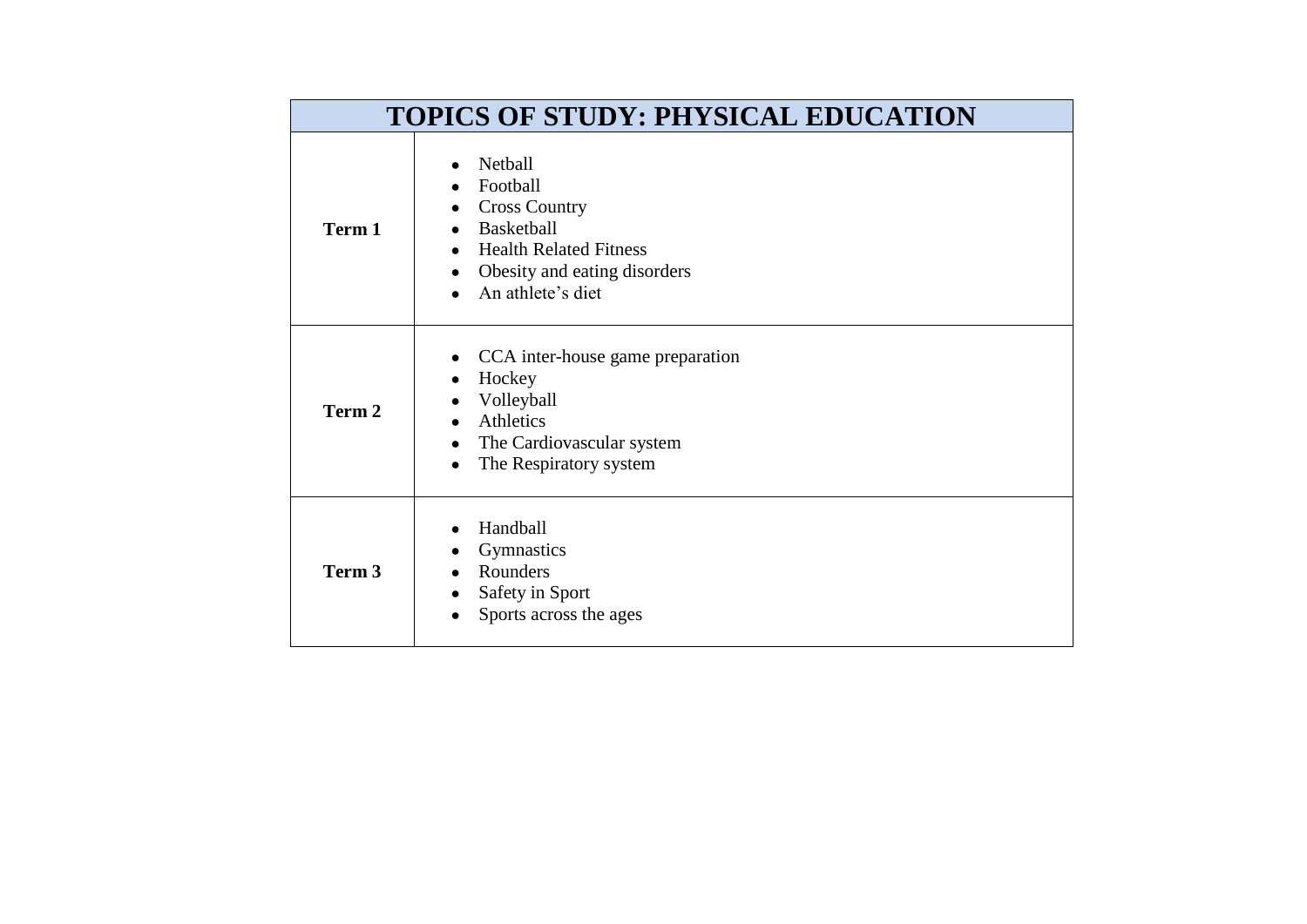| TOPICS OF STUDY: PHYSICAL EDUCATION | |
|---|---|
| **Term 1** | • Netball<br>• Football<br>• Cross Country<br>• Basketball<br>• Health Related Fitness<br>• Obesity and eating disorders<br>• An athlete's diet |
| **Term 2** | • CCA inter-house game preparation<br>• Hockey<br>• Volleyball<br>• Athletics<br>• The Cardiovascular system<br>• The Respiratory system |
| **Term 3** | • Handball<br>• Gymnastics<br>• Rounders<br>• Safety in Sport<br>• Sports across the ages |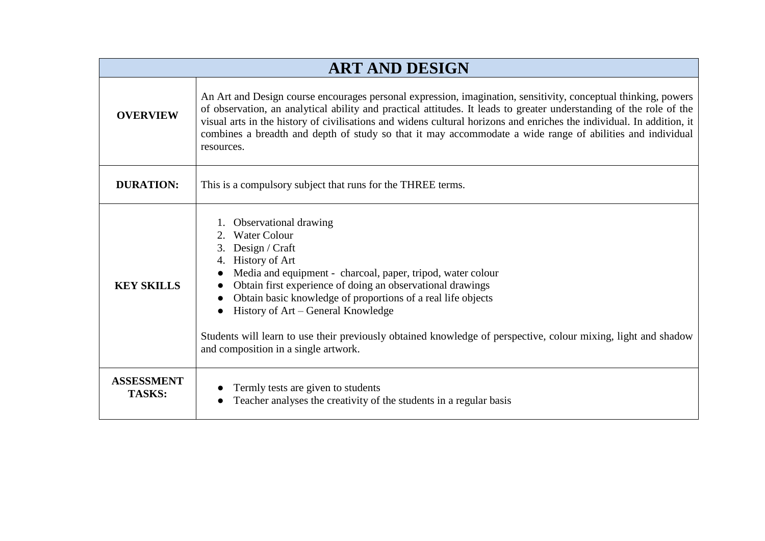| ART AND DESIGN | |
|---|---|
| **OVERVIEW** | An Art and Design course encourages personal expression, imagination, sensitivity, conceptual thinking, powers of observation, an analytical ability and practical attitudes. It leads to greater understanding of the role of the visual arts in the history of civilisations and widens cultural horizons and enriches the individual. In addition, it combines a breadth and depth of study so that it may accommodate a wide range of abilities and individual resources. |
| **DURATION:** | This is a compulsory subject that runs for the THREE terms. |
| **KEY SKILLS** | 1. Observational drawing<br>2. Water Colour<br>3. Design / Craft<br>4. History of Art<br>● Media and equipment - charcoal, paper, tripod, water colour<br>● Obtain first experience of doing an observational drawings<br>● Obtain basic knowledge of proportions of a real life objects<br>● History of Art – General Knowledge<br><br>Students will learn to use their previously obtained knowledge of perspective, colour mixing, light and shadow and composition in a single artwork. |
| **ASSESSMENT TASKS:** | ● Termly tests are given to students<br>● Teacher analyses the creativity of the students in a regular basis |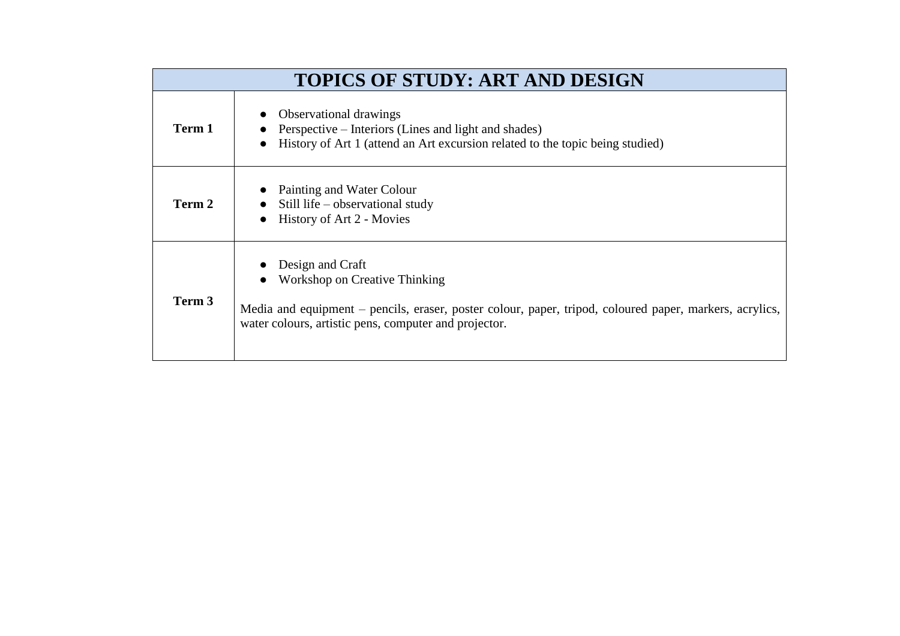| TOPICS OF STUDY: ART AND DESIGN | |
|---|---|
| **Term 1** | • Observational drawings<br>• Perspective – Interiors (Lines and light and shades)<br>• History of Art 1 (attend an Art excursion related to the topic being studied) |
| **Term 2** | • Painting and Water Colour<br>• Still life – observational study<br>• History of Art 2 - Movies |
| **Term 3** | • Design and Craft<br>• Workshop on Creative Thinking<br><br>Media and equipment – pencils, eraser, poster colour, paper, tripod, coloured paper, markers, acrylics, water colours, artistic pens, computer and projector. |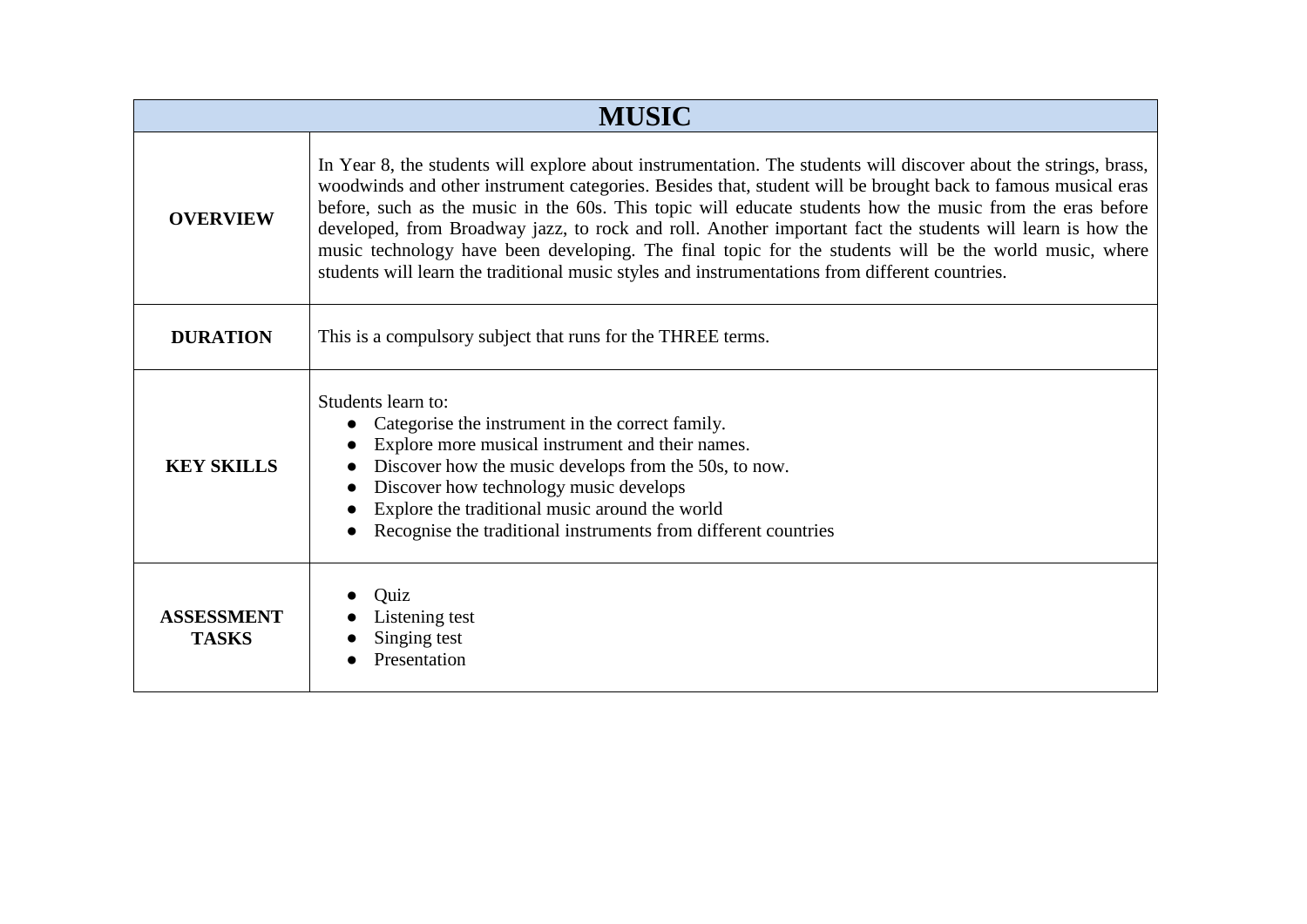| MUSIC | |
|---|---|
| **OVERVIEW** | In Year 8, the students will explore about instrumentation. The students will discover about the strings, brass, woodwinds and other instrument categories. Besides that, student will be brought back to famous musical eras before, such as the music in the 60s. This topic will educate students how the music from the eras before developed, from Broadway jazz, to rock and roll. Another important fact the students will learn is how the music technology have been developing. The final topic for the students will be the world music, where students will learn the traditional music styles and instrumentations from different countries. |
| **DURATION** | This is a compulsory subject that runs for the THREE terms. |
| **KEY SKILLS** | Students learn to:<br>● Categorise the instrument in the correct family.<br>● Explore more musical instrument and their names.<br>● Discover how the music develops from the 50s, to now.<br>● Discover how technology music develops<br>● Explore the traditional music around the world<br>● Recognise the traditional instruments from different countries |
| **ASSESSMENT TASKS** | ● Quiz<br>● Listening test<br>● Singing test<br>● Presentation |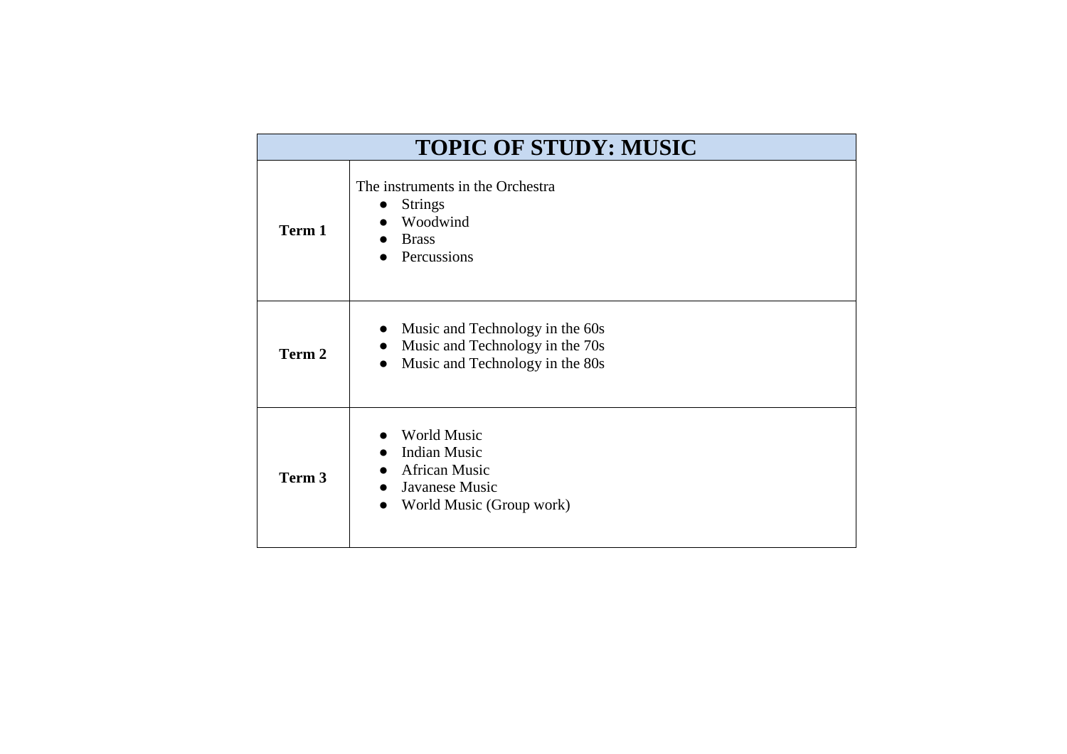| TOPIC OF STUDY: MUSIC | |
|---|---|
| **Term 1** | The instruments in the Orchestra<br>● Strings<br>● Woodwind<br>● Brass<br>● Percussions |
| **Term 2** | ● Music and Technology in the 60s<br>● Music and Technology in the 70s<br>● Music and Technology in the 80s |
| **Term 3** | ● World Music<br>● Indian Music<br>● African Music<br>● Javanese Music<br>● World Music (Group work) |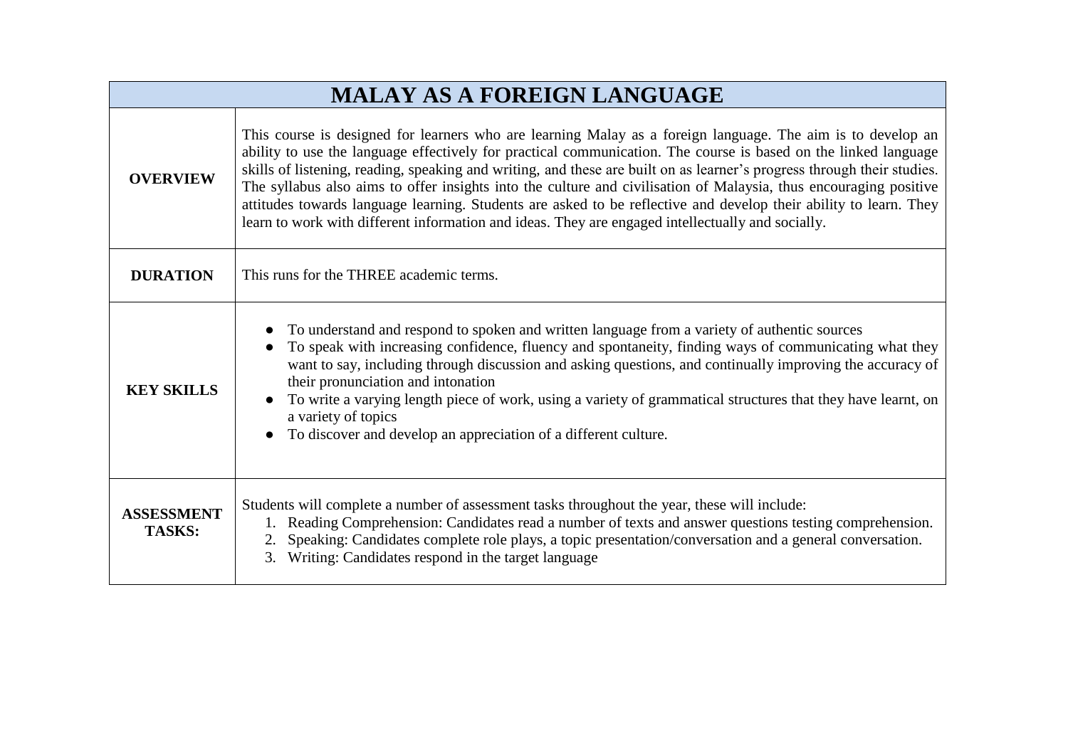| MALAY AS A FOREIGN LANGUAGE | |
|---|---|
| **OVERVIEW** | This course is designed for learners who are learning Malay as a foreign language. The aim is to develop an ability to use the language effectively for practical communication. The course is based on the linked language skills of listening, reading, speaking and writing, and these are built on as learner's progress through their studies. The syllabus also aims to offer insights into the culture and civilisation of Malaysia, thus encouraging positive attitudes towards language learning. Students are asked to be reflective and develop their ability to learn. They learn to work with different information and ideas. They are engaged intellectually and socially. |
| **DURATION** | This runs for the THREE academic terms. |
| **KEY SKILLS** | ● To understand and respond to spoken and written language from a variety of authentic sources<br>● To speak with increasing confidence, fluency and spontaneity, finding ways of communicating what they want to say, including through discussion and asking questions, and continually improving the accuracy of their pronunciation and intonation<br>● To write a varying length piece of work, using a variety of grammatical structures that they have learnt, on a variety of topics<br>● To discover and develop an appreciation of a different culture. |
| **ASSESSMENT TASKS:** | Students will complete a number of assessment tasks throughout the year, these will include:<br>1. Reading Comprehension: Candidates read a number of texts and answer questions testing comprehension.<br>2. Speaking: Candidates complete role plays, a topic presentation/conversation and a general conversation.<br>3. Writing: Candidates respond in the target language |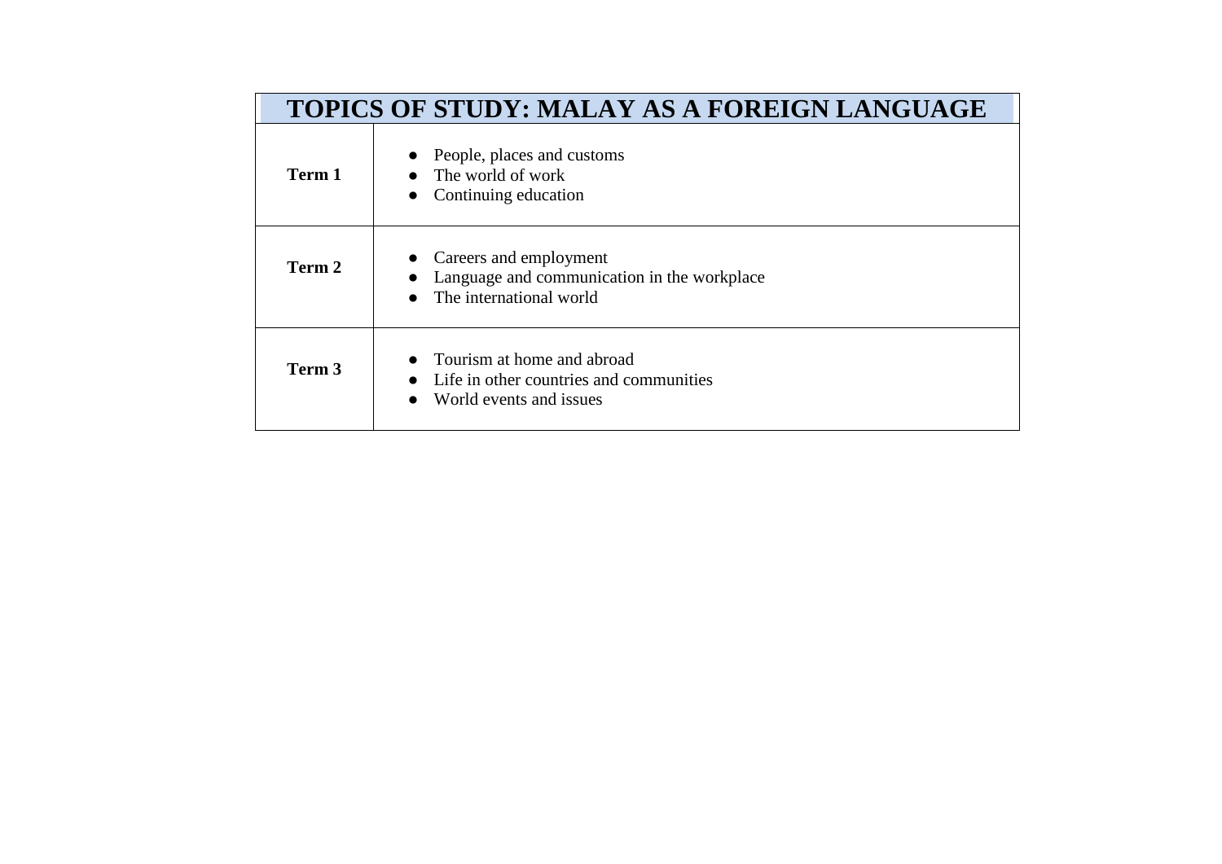| TOPICS OF STUDY: MALAY AS A FOREIGN LANGUAGE | |
|---|---|
| **Term 1** | • People, places and customs<br>• The world of work<br>• Continuing education |
| **Term 2** | • Careers and employment<br>• Language and communication in the workplace<br>• The international world |
| **Term 3** | • Tourism at home and abroad<br>• Life in other countries and communities<br>• World events and issues |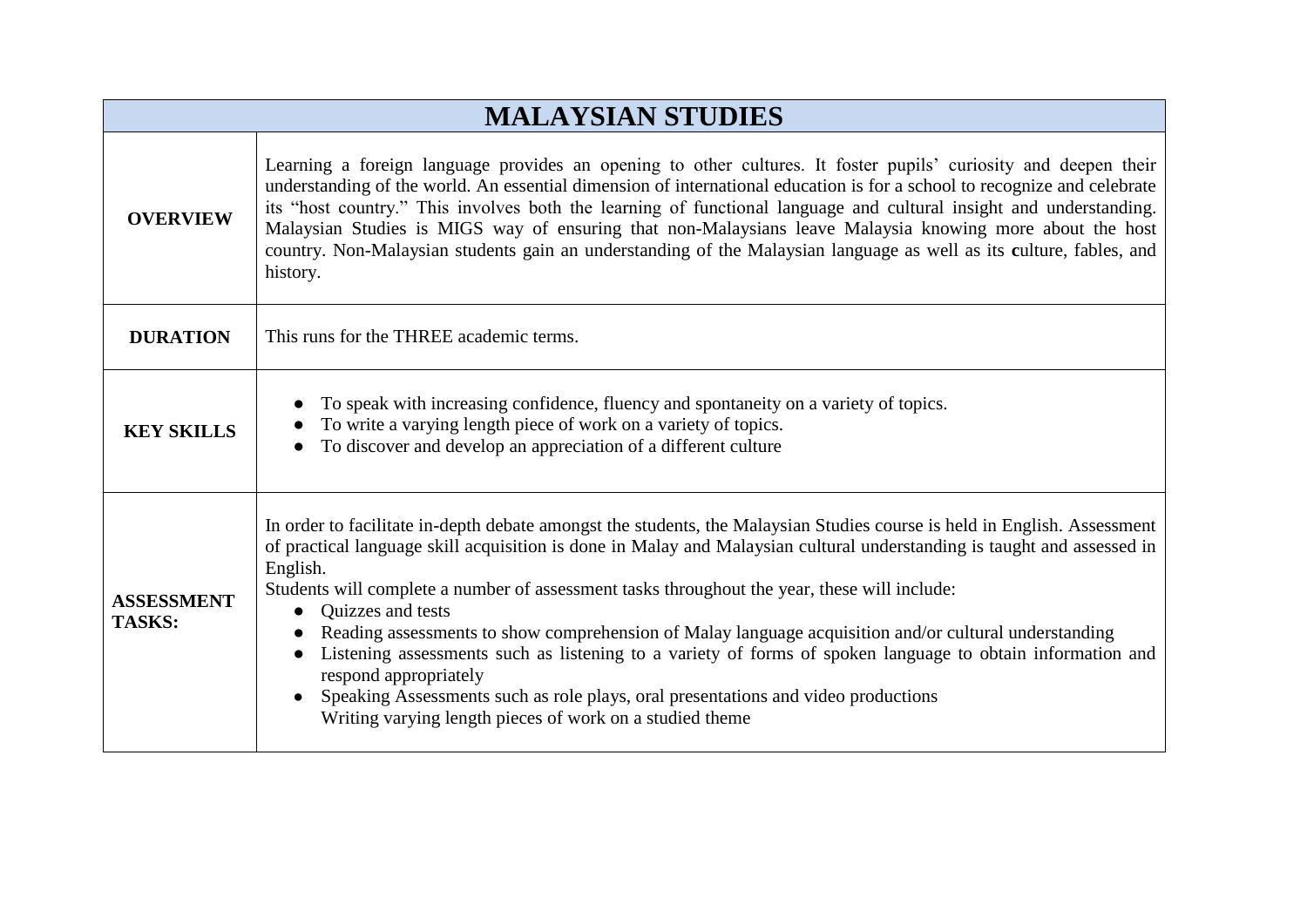| MALAYSIAN STUDIES | |
|---|---|
| **OVERVIEW** | Learning a foreign language provides an opening to other cultures. It foster pupils' curiosity and deepen their understanding of the world. An essential dimension of international education is for a school to recognize and celebrate its "host country." This involves both the learning of functional language and cultural insight and understanding. Malaysian Studies is MIGS way of ensuring that non-Malaysians leave Malaysia knowing more about the host country. Non-Malaysian students gain an understanding of the Malaysian language as well as its **c**ulture, fables, and history. |
| **DURATION** | This runs for the THREE academic terms. |
| **KEY SKILLS** | ● To speak with increasing confidence, fluency and spontaneity on a variety of topics.<br>● To write a varying length piece of work on a variety of topics.<br>● To discover and develop an appreciation of a different culture |
| **ASSESSMENT TASKS:** | In order to facilitate in-depth debate amongst the students, the Malaysian Studies course is held in English. Assessment of practical language skill acquisition is done in Malay and Malaysian cultural understanding is taught and assessed in English.<br>Students will complete a number of assessment tasks throughout the year, these will include:<br>● Quizzes and tests<br>● Reading assessments to show comprehension of Malay language acquisition and/or cultural understanding<br>● Listening assessments such as listening to a variety of forms of spoken language to obtain information and respond appropriately<br>● Speaking Assessments such as role plays, oral presentations and video productions<br>Writing varying length pieces of work on a studied theme |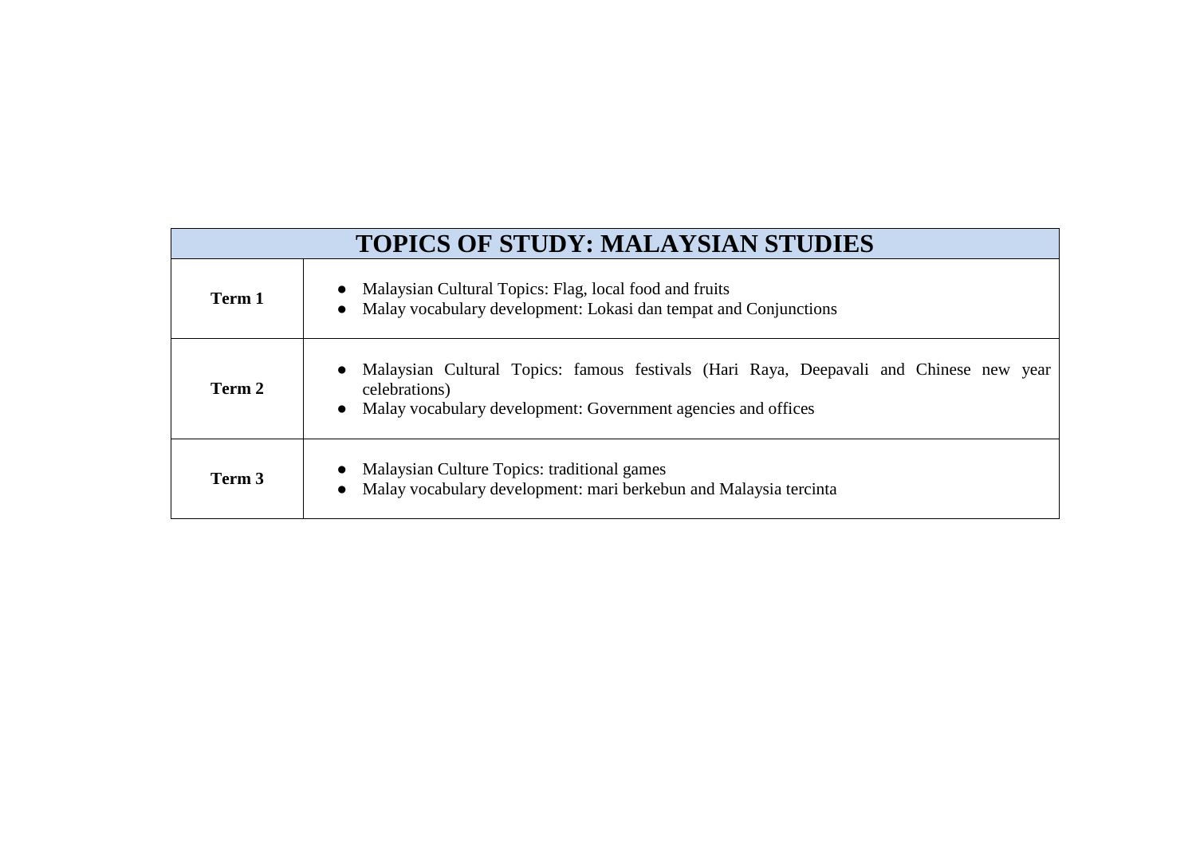| TOPICS OF STUDY: MALAYSIAN STUDIES | |
| --- | --- |
| **Term 1** | • Malaysian Cultural Topics: Flag, local food and fruits<br>• Malay vocabulary development: Lokasi dan tempat and Conjunctions |
| **Term 2** | • Malaysian Cultural Topics: famous festivals (Hari Raya, Deepavali and Chinese new year celebrations)<br>• Malay vocabulary development: Government agencies and offices |
| **Term 3** | • Malaysian Culture Topics: traditional games<br>• Malay vocabulary development: mari berkebun and Malaysia tercinta |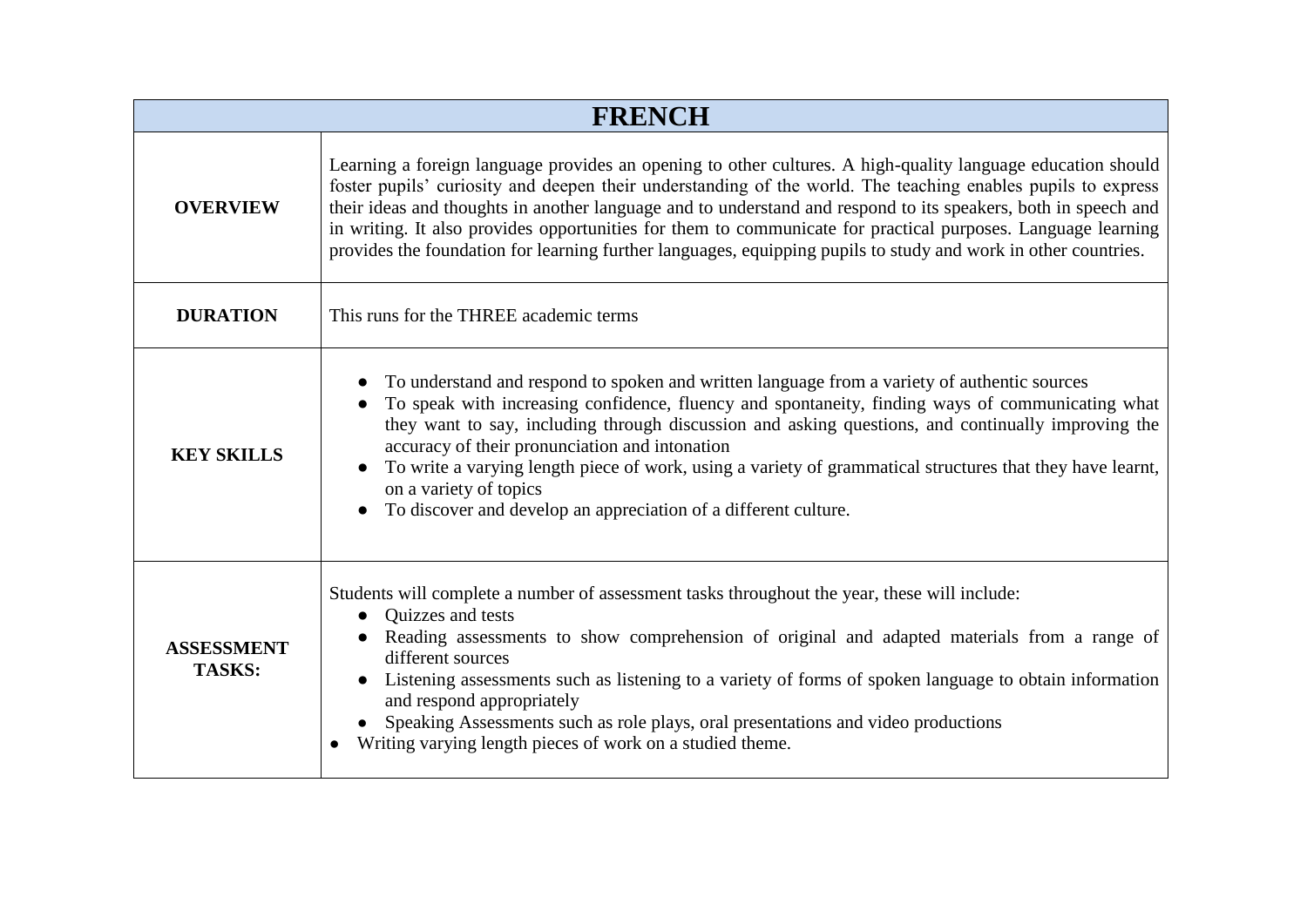| FRENCH | |
|---|---|
| **OVERVIEW** | Learning a foreign language provides an opening to other cultures. A high-quality language education should foster pupils' curiosity and deepen their understanding of the world. The teaching enables pupils to express their ideas and thoughts in another language and to understand and respond to its speakers, both in speech and in writing. It also provides opportunities for them to communicate for practical purposes. Language learning provides the foundation for learning further languages, equipping pupils to study and work in other countries. |
| **DURATION** | This runs for the THREE academic terms |
| **KEY SKILLS** | ● To understand and respond to spoken and written language from a variety of authentic sources<br>● To speak with increasing confidence, fluency and spontaneity, finding ways of communicating what they want to say, including through discussion and asking questions, and continually improving the accuracy of their pronunciation and intonation<br>● To write a varying length piece of work, using a variety of grammatical structures that they have learnt, on a variety of topics<br>● To discover and develop an appreciation of a different culture. |
| **ASSESSMENT TASKS:** | Students will complete a number of assessment tasks throughout the year, these will include:<br>● Quizzes and tests<br>● Reading assessments to show comprehension of original and adapted materials from a range of different sources<br>● Listening assessments such as listening to a variety of forms of spoken language to obtain information and respond appropriately<br>● Speaking Assessments such as role plays, oral presentations and video productions<br>● Writing varying length pieces of work on a studied theme. |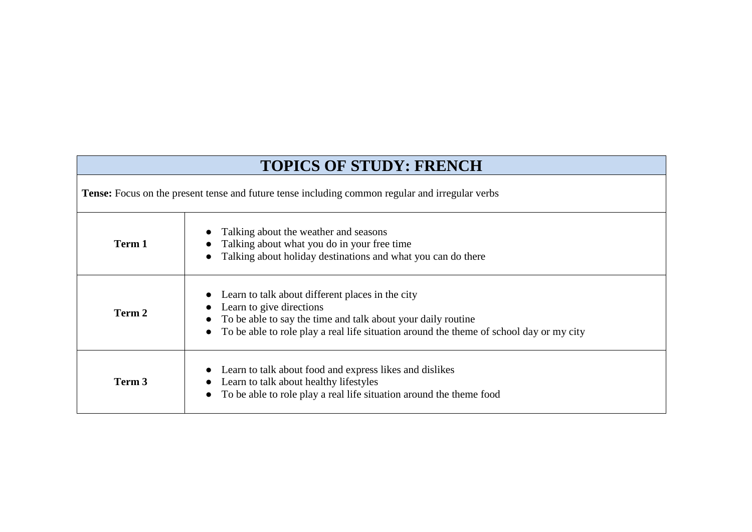| TOPICS OF STUDY: FRENCH | |
|---|---|
| **Tense:** Focus on the present tense and future tense including common regular and irregular verbs | |
| **Term 1** | • Talking about the weather and seasons<br>• Talking about what you do in your free time<br>• Talking about holiday destinations and what you can do there |
| **Term 2** | • Learn to talk about different places in the city<br>• Learn to give directions<br>• To be able to say the time and talk about your daily routine<br>• To be able to role play a real life situation around the theme of school day or my city |
| **Term 3** | • Learn to talk about food and express likes and dislikes<br>• Learn to talk about healthy lifestyles<br>• To be able to role play a real life situation around the theme food |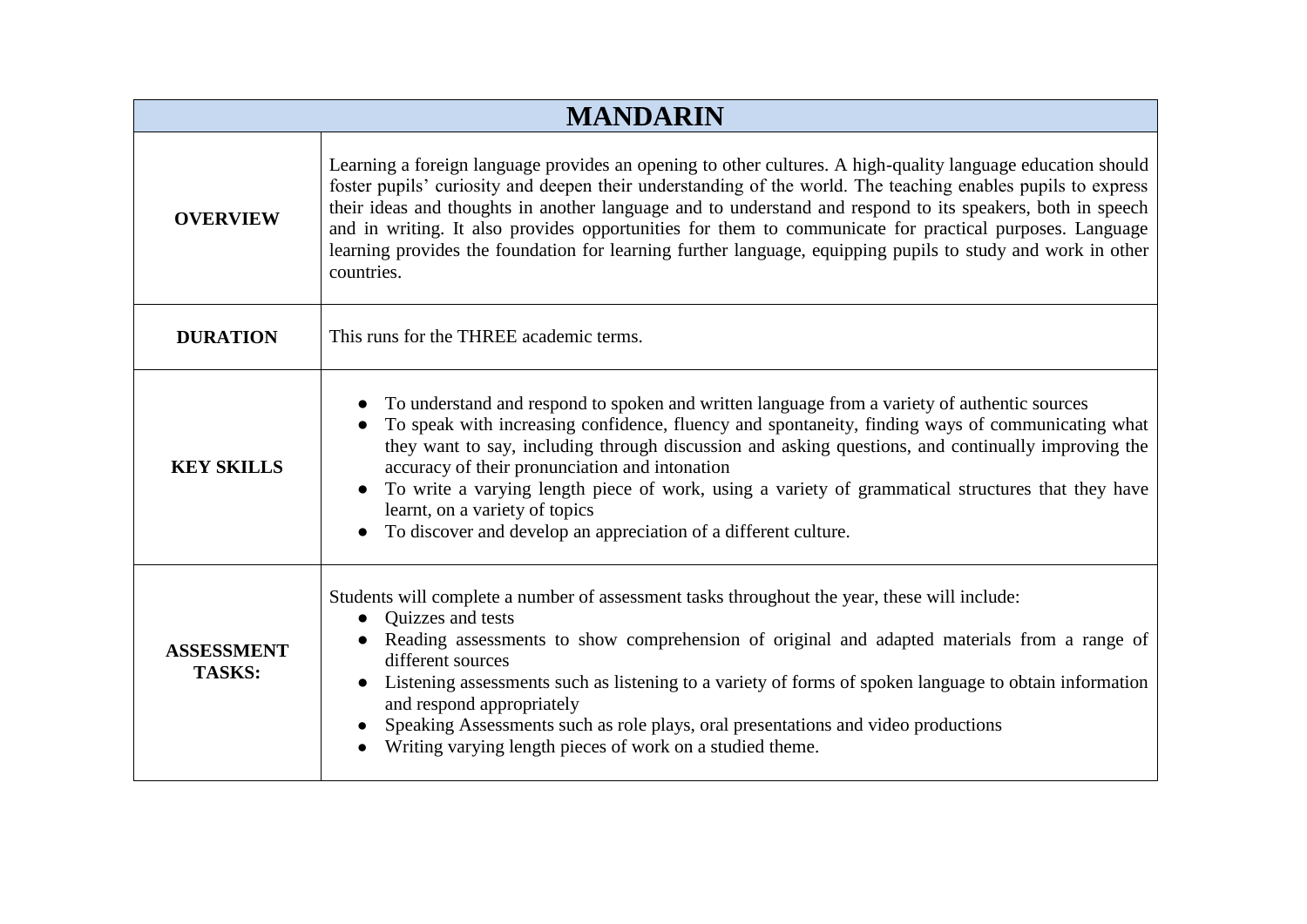| MANDARIN | |
|---|---|
| **OVERVIEW** | Learning a foreign language provides an opening to other cultures. A high-quality language education should foster pupils' curiosity and deepen their understanding of the world. The teaching enables pupils to express their ideas and thoughts in another language and to understand and respond to its speakers, both in speech and in writing. It also provides opportunities for them to communicate for practical purposes. Language learning provides the foundation for learning further language, equipping pupils to study and work in other countries. |
| **DURATION** | This runs for the THREE academic terms. |
| **KEY SKILLS** | ● To understand and respond to spoken and written language from a variety of authentic sources<br>● To speak with increasing confidence, fluency and spontaneity, finding ways of communicating what they want to say, including through discussion and asking questions, and continually improving the accuracy of their pronunciation and intonation<br>● To write a varying length piece of work, using a variety of grammatical structures that they have learnt, on a variety of topics<br>● To discover and develop an appreciation of a different culture. |
| **ASSESSMENT TASKS:** | Students will complete a number of assessment tasks throughout the year, these will include:<br>● Quizzes and tests<br>● Reading assessments to show comprehension of original and adapted materials from a range of different sources<br>● Listening assessments such as listening to a variety of forms of spoken language to obtain information and respond appropriately<br>● Speaking Assessments such as role plays, oral presentations and video productions<br>● Writing varying length pieces of work on a studied theme. |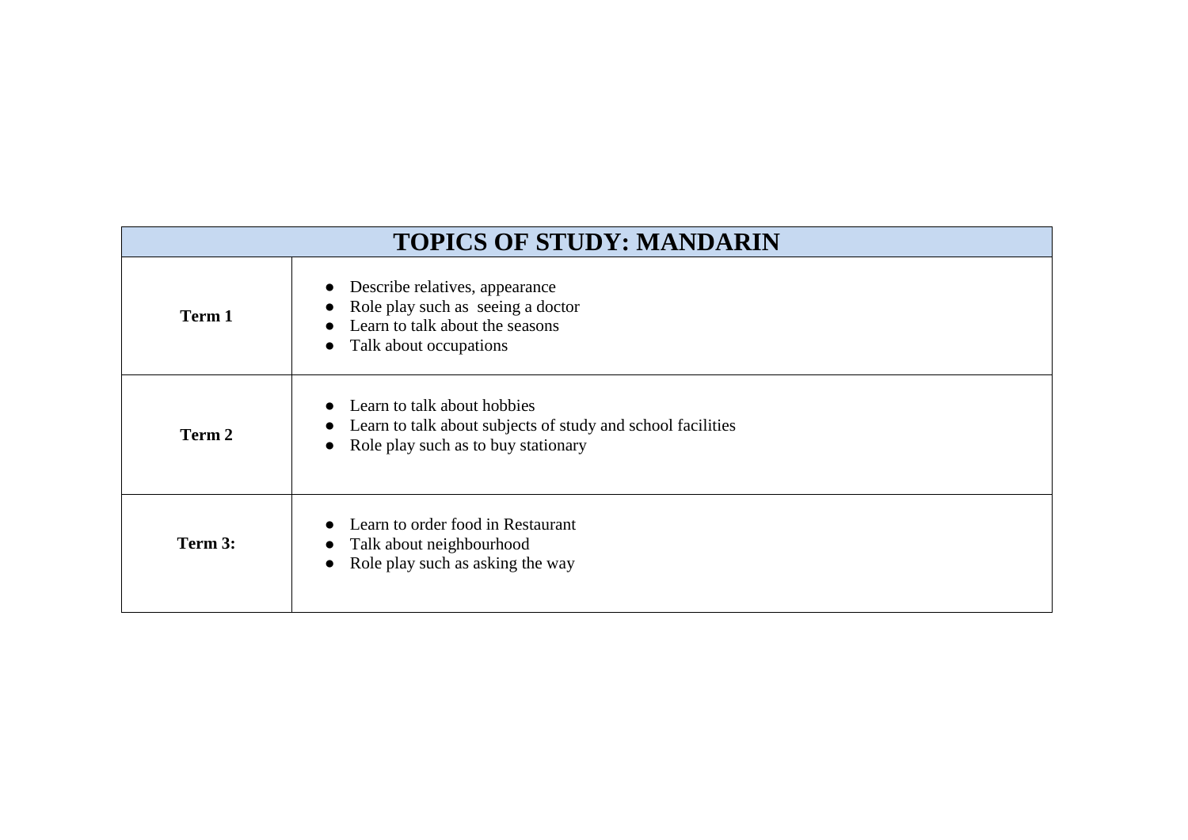| TOPICS OF STUDY: MANDARIN | |
|---|---|
| **Term 1** | ● Describe relatives, appearance<br>● Role play such as  seeing a doctor<br>● Learn to talk about the seasons<br>● Talk about occupations |
| **Term 2** | ● Learn to talk about hobbies<br>● Learn to talk about subjects of study and school facilities<br>● Role play such as to buy stationary |
| **Term 3:** | ● Learn to order food in Restaurant<br>● Talk about neighbourhood<br>● Role play such as asking the way |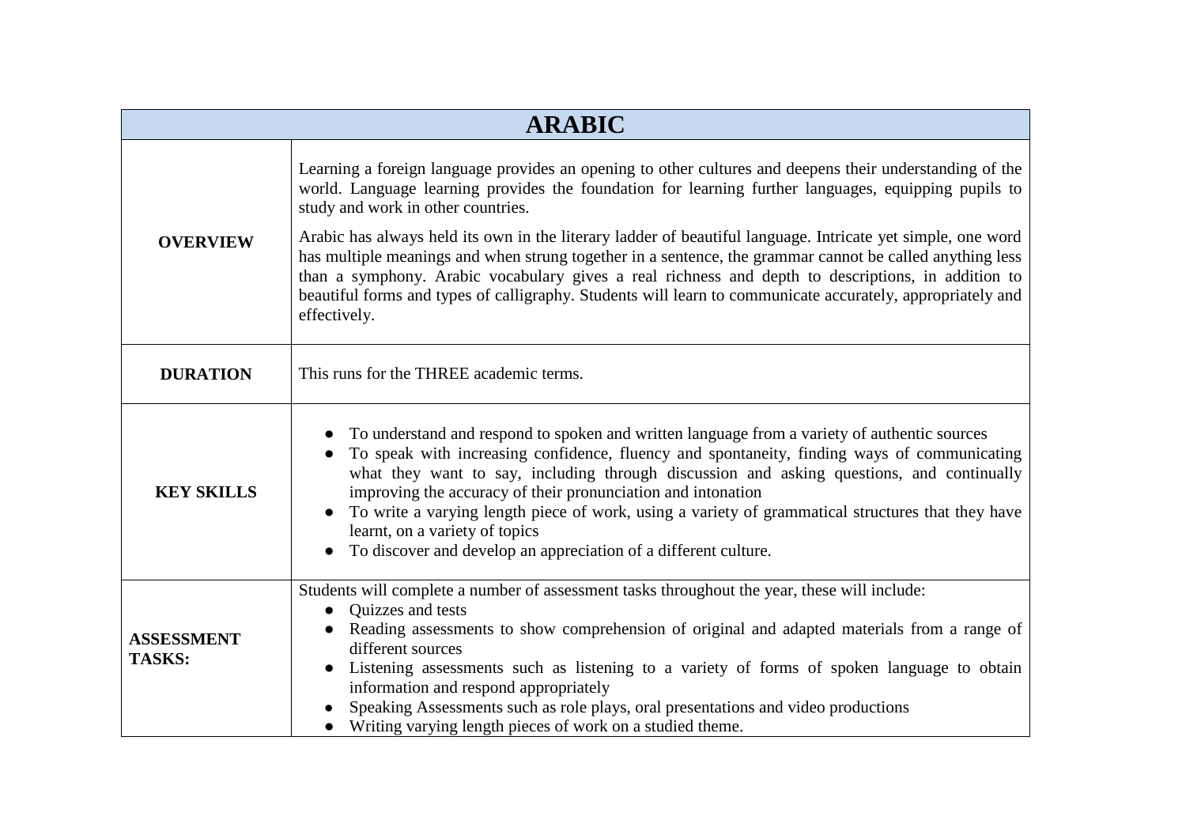| ARABIC | |
|---|---|
| **OVERVIEW** | Learning a foreign language provides an opening to other cultures and deepens their understanding of the world. Language learning provides the foundation for learning further languages, equipping pupils to study and work in other countries.<br><br>Arabic has always held its own in the literary ladder of beautiful language. Intricate yet simple, one word has multiple meanings and when strung together in a sentence, the grammar cannot be called anything less than a symphony. Arabic vocabulary gives a real richness and depth to descriptions, in addition to beautiful forms and types of calligraphy. Students will learn to communicate accurately, appropriately and effectively. |
| **DURATION** | This runs for the THREE academic terms. |
| **KEY SKILLS** | ● To understand and respond to spoken and written language from a variety of authentic sources<br>● To speak with increasing confidence, fluency and spontaneity, finding ways of communicating what they want to say, including through discussion and asking questions, and continually improving the accuracy of their pronunciation and intonation<br>● To write a varying length piece of work, using a variety of grammatical structures that they have learnt, on a variety of topics<br>● To discover and develop an appreciation of a different culture. |
| **ASSESSMENT TASKS:** | Students will complete a number of assessment tasks throughout the year, these will include:<br>● Quizzes and tests<br>● Reading assessments to show comprehension of original and adapted materials from a range of different sources<br>● Listening assessments such as listening to a variety of forms of spoken language to obtain information and respond appropriately<br>● Speaking Assessments such as role plays, oral presentations and video productions<br>● Writing varying length pieces of work on a studied theme. |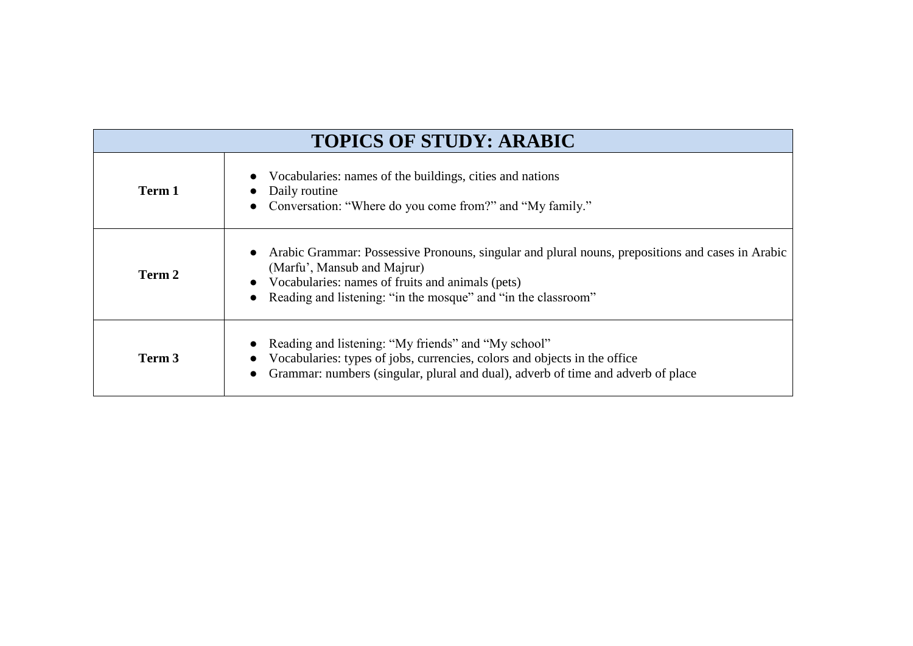| TOPICS OF STUDY: ARABIC | |
|---|---|
| **Term 1** | ● Vocabularies: names of the buildings, cities and nations<br>● Daily routine<br>● Conversation: "Where do you come from?" and "My family." |
| **Term 2** | ● Arabic Grammar: Possessive Pronouns, singular and plural nouns, prepositions and cases in Arabic (Marfu', Mansub and Majrur)<br>● Vocabularies: names of fruits and animals (pets)<br>● Reading and listening: "in the mosque" and "in the classroom" |
| **Term 3** | ● Reading and listening: "My friends" and "My school"<br>● Vocabularies: types of jobs, currencies, colors and objects in the office<br>● Grammar: numbers (singular, plural and dual), adverb of time and adverb of place |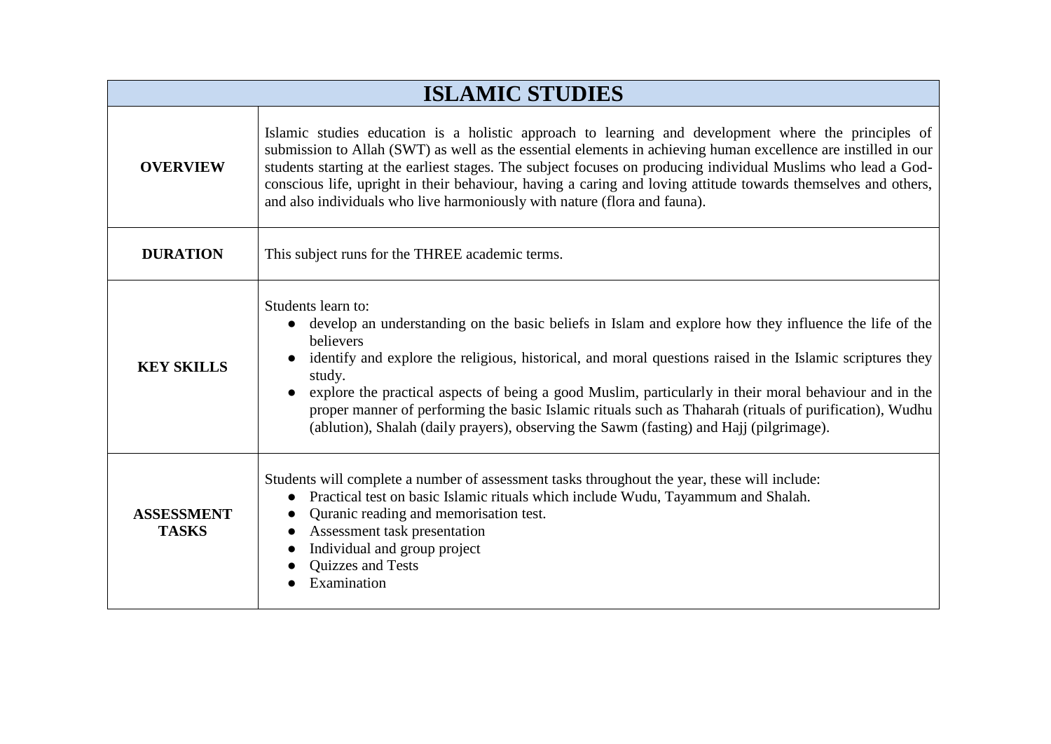| ISLAMIC STUDIES | |
|---|---|
| **OVERVIEW** | Islamic studies education is a holistic approach to learning and development where the principles of submission to Allah (SWT) as well as the essential elements in achieving human excellence are instilled in our students starting at the earliest stages. The subject focuses on producing individual Muslims who lead a God-conscious life, upright in their behaviour, having a caring and loving attitude towards themselves and others, and also individuals who live harmoniously with nature (flora and fauna). |
| **DURATION** | This subject runs for the THREE academic terms. |
| **KEY SKILLS** | Students learn to:<br>● develop an understanding on the basic beliefs in Islam and explore how they influence the life of the believers<br>● identify and explore the religious, historical, and moral questions raised in the Islamic scriptures they study.<br>● explore the practical aspects of being a good Muslim, particularly in their moral behaviour and in the proper manner of performing the basic Islamic rituals such as Thaharah (rituals of purification), Wudhu (ablution), Shalah (daily prayers), observing the Sawm (fasting) and Hajj (pilgrimage). |
| **ASSESSMENT TASKS** | Students will complete a number of assessment tasks throughout the year, these will include:<br>● Practical test on basic Islamic rituals which include Wudu, Tayammum and Shalah.<br>● Quranic reading and memorisation test.<br>● Assessment task presentation<br>● Individual and group project<br>● Quizzes and Tests<br>● Examination |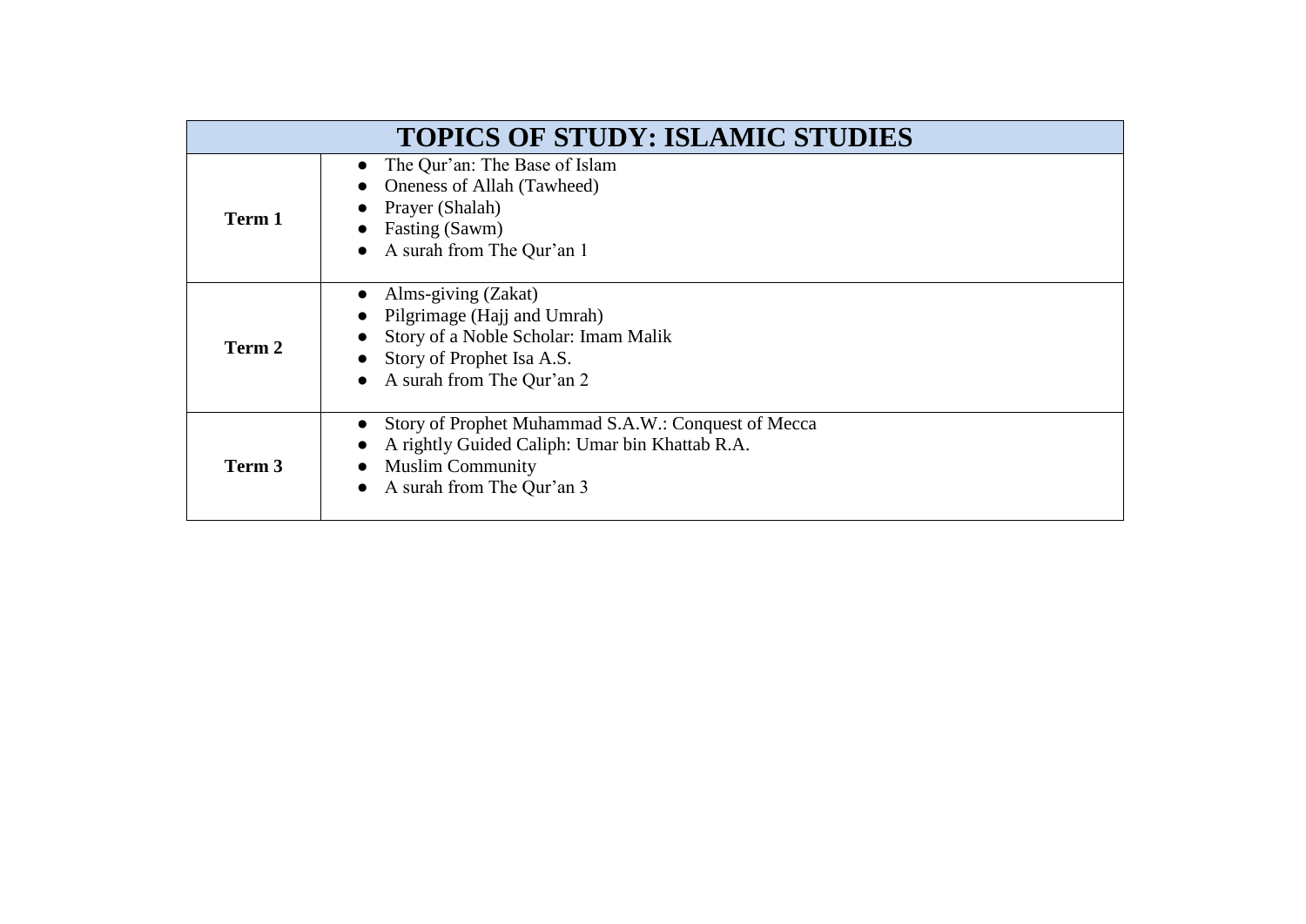| TOPICS OF STUDY: ISLAMIC STUDIES | |
|---|---|
| **Term 1** | • The Qur'an: The Base of Islam<br>• Oneness of Allah (Tawheed)<br>• Prayer (Shalah)<br>• Fasting (Sawm)<br>• A surah from The Qur'an 1 |
| **Term 2** | • Alms-giving (Zakat)<br>• Pilgrimage (Hajj and Umrah)<br>• Story of a Noble Scholar: Imam Malik<br>• Story of Prophet Isa A.S.<br>• A surah from The Qur'an 2 |
| **Term 3** | • Story of Prophet Muhammad S.A.W.: Conquest of Mecca<br>• A rightly Guided Caliph: Umar bin Khattab R.A.<br>• Muslim Community<br>• A surah from The Qur'an 3 |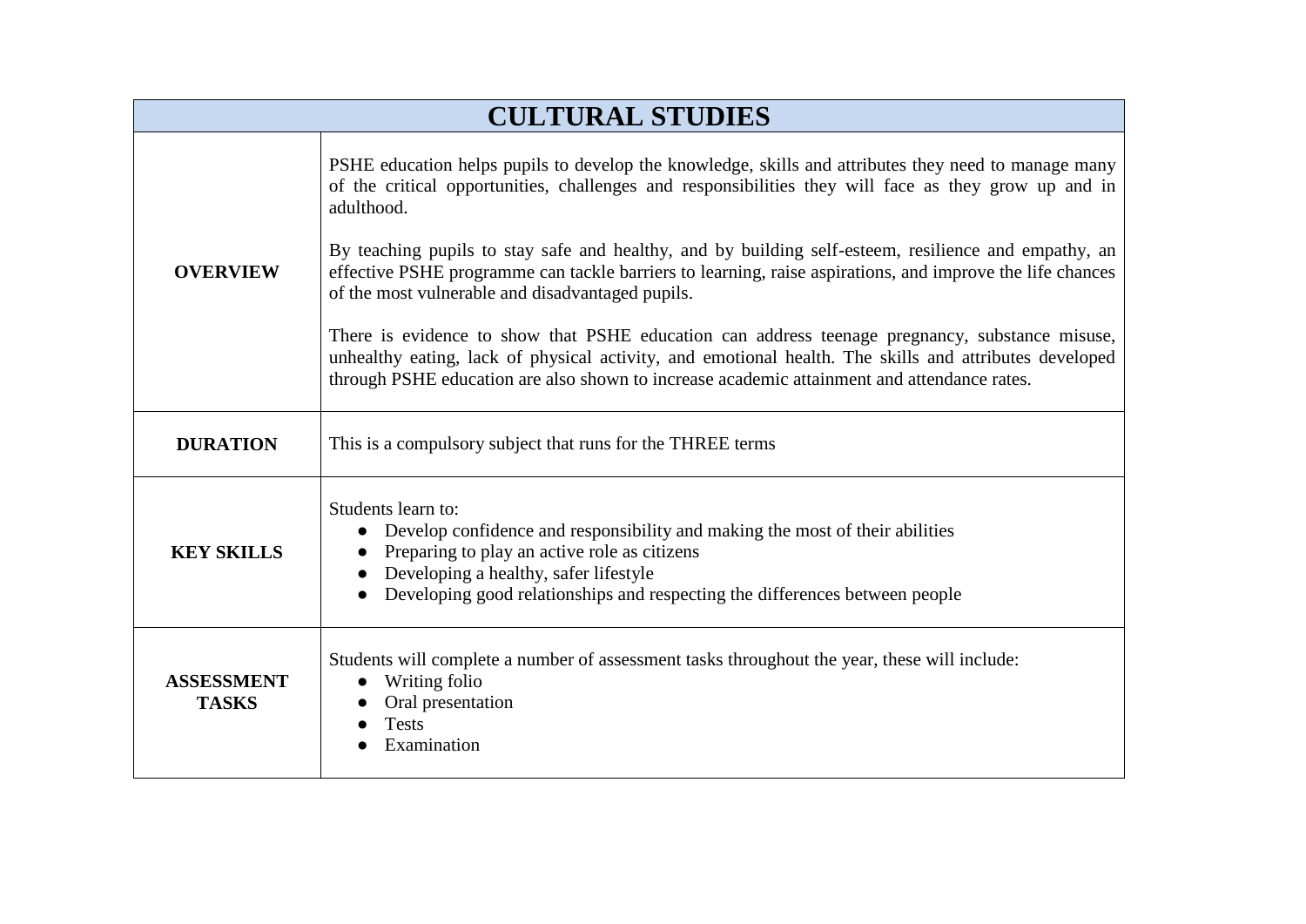<table>
<tr><th colspan="2">CULTURAL STUDIES</th></tr>
<tr><td><b>OVERVIEW</b></td><td>PSHE education helps pupils to develop the knowledge, skills and attributes they need to manage many of the critical opportunities, challenges and responsibilities they will face as they grow up and in adulthood.<br><br>By teaching pupils to stay safe and healthy, and by building self-esteem, resilience and empathy, an effective PSHE programme can tackle barriers to learning, raise aspirations, and improve the life chances of the most vulnerable and disadvantaged pupils.<br><br>There is evidence to show that PSHE education can address teenage pregnancy, substance misuse, unhealthy eating, lack of physical activity, and emotional health. The skills and attributes developed through PSHE education are also shown to increase academic attainment and attendance rates.</td></tr>
<tr><td><b>DURATION</b></td><td>This is a compulsory subject that runs for the THREE terms</td></tr>
<tr><td><b>KEY SKILLS</b></td><td>Students learn to:<ul><li>Develop confidence and responsibility and making the most of their abilities</li><li>Preparing to play an active role as citizens</li><li>Developing a healthy, safer lifestyle</li><li>Developing good relationships and respecting the differences between people</li></ul></td></tr>
<tr><td><b>ASSESSMENT TASKS</b></td><td>Students will complete a number of assessment tasks throughout the year, these will include:<ul><li>Writing folio</li><li>Oral presentation</li><li>Tests</li><li>Examination</li></ul></td></tr>
</table>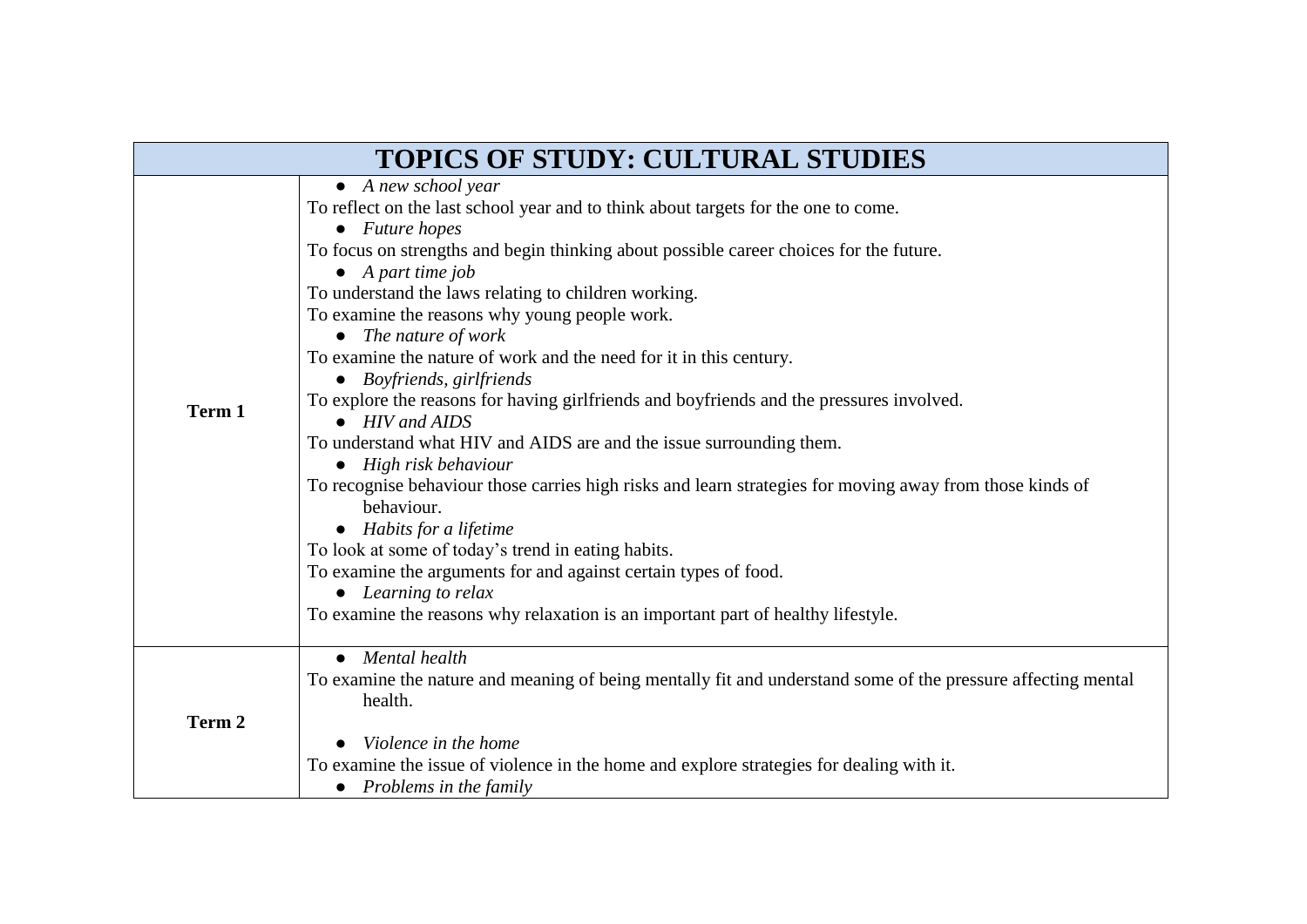| TOPICS OF STUDY: CULTURAL STUDIES | |
|---|---|
| **Term 1** | • *A new school year*<br>To reflect on the last school year and to think about targets for the one to come.<br>• *Future hopes*<br>To focus on strengths and begin thinking about possible career choices for the future.<br>• *A part time job*<br>To understand the laws relating to children working.<br>To examine the reasons why young people work.<br>• *The nature of work*<br>To examine the nature of work and the need for it in this century.<br>• *Boyfriends, girlfriends*<br>To explore the reasons for having girlfriends and boyfriends and the pressures involved.<br>• *HIV and AIDS*<br>To understand what HIV and AIDS are and the issue surrounding them.<br>• *High risk behaviour*<br>To recognise behaviour those carries high risks and learn strategies for moving away from those kinds of behaviour.<br>• *Habits for a lifetime*<br>To look at some of today's trend in eating habits.<br>To examine the arguments for and against certain types of food.<br>• *Learning to relax*<br>To examine the reasons why relaxation is an important part of healthy lifestyle. |
| **Term 2** | • *Mental health*<br>To examine the nature and meaning of being mentally fit and understand some of the pressure affecting mental health.<br>• *Violence in the home*<br>To examine the issue of violence in the home and explore strategies for dealing with it.<br>• *Problems in the family* |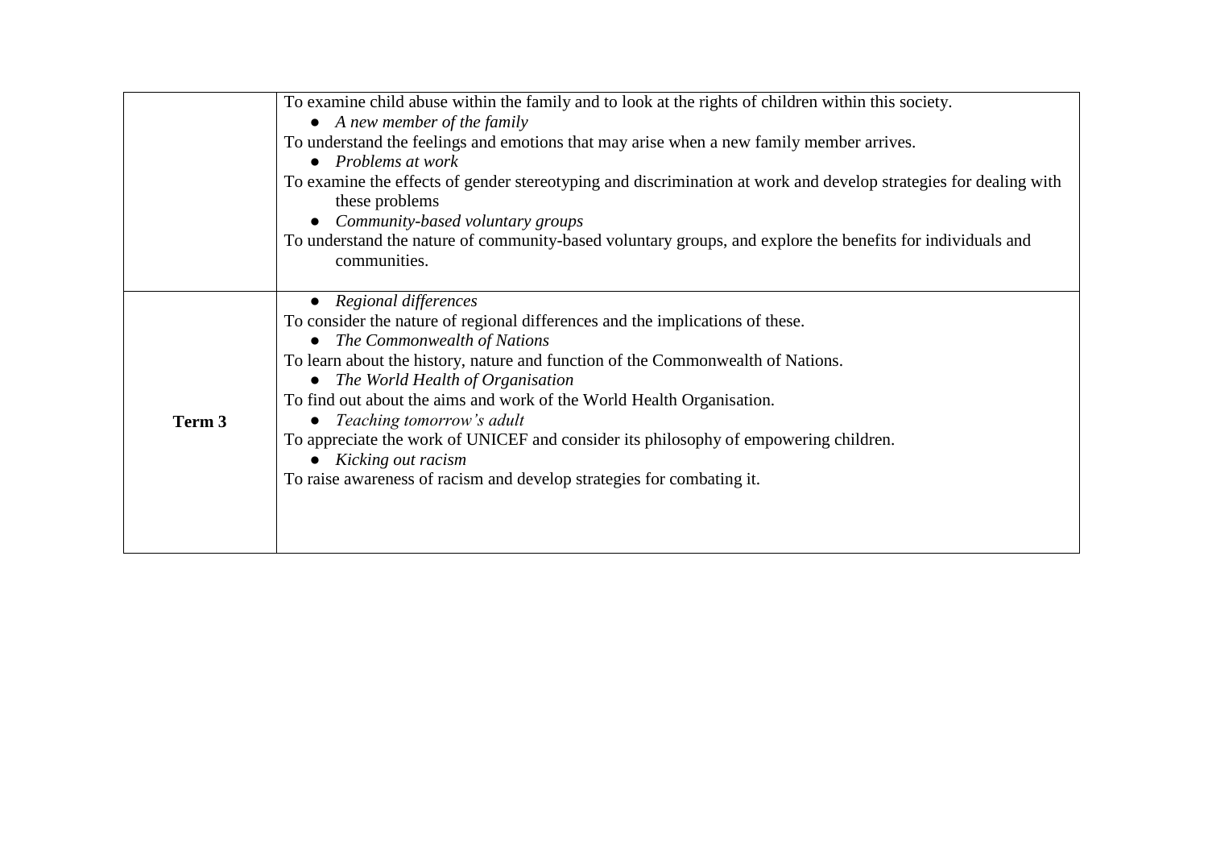| | |
|---|---|
| | To examine child abuse within the family and to look at the rights of children within this society.<br>• *A new member of the family*<br>To understand the feelings and emotions that may arise when a new family member arrives.<br>• *Problems at work*<br>To examine the effects of gender stereotyping and discrimination at work and develop strategies for dealing with these problems<br>• *Community-based voluntary groups*<br>To understand the nature of community-based voluntary groups, and explore the benefits for individuals and communities. |
| **Term 3** | • *Regional differences*<br>To consider the nature of regional differences and the implications of these.<br>• *The Commonwealth of Nations*<br>To learn about the history, nature and function of the Commonwealth of Nations.<br>• *The World Health of Organisation*<br>To find out about the aims and work of the World Health Organisation.<br>• *Teaching tomorrow's adult*<br>To appreciate the work of UNICEF and consider its philosophy of empowering children.<br>• *Kicking out racism*<br>To raise awareness of racism and develop strategies for combating it. |